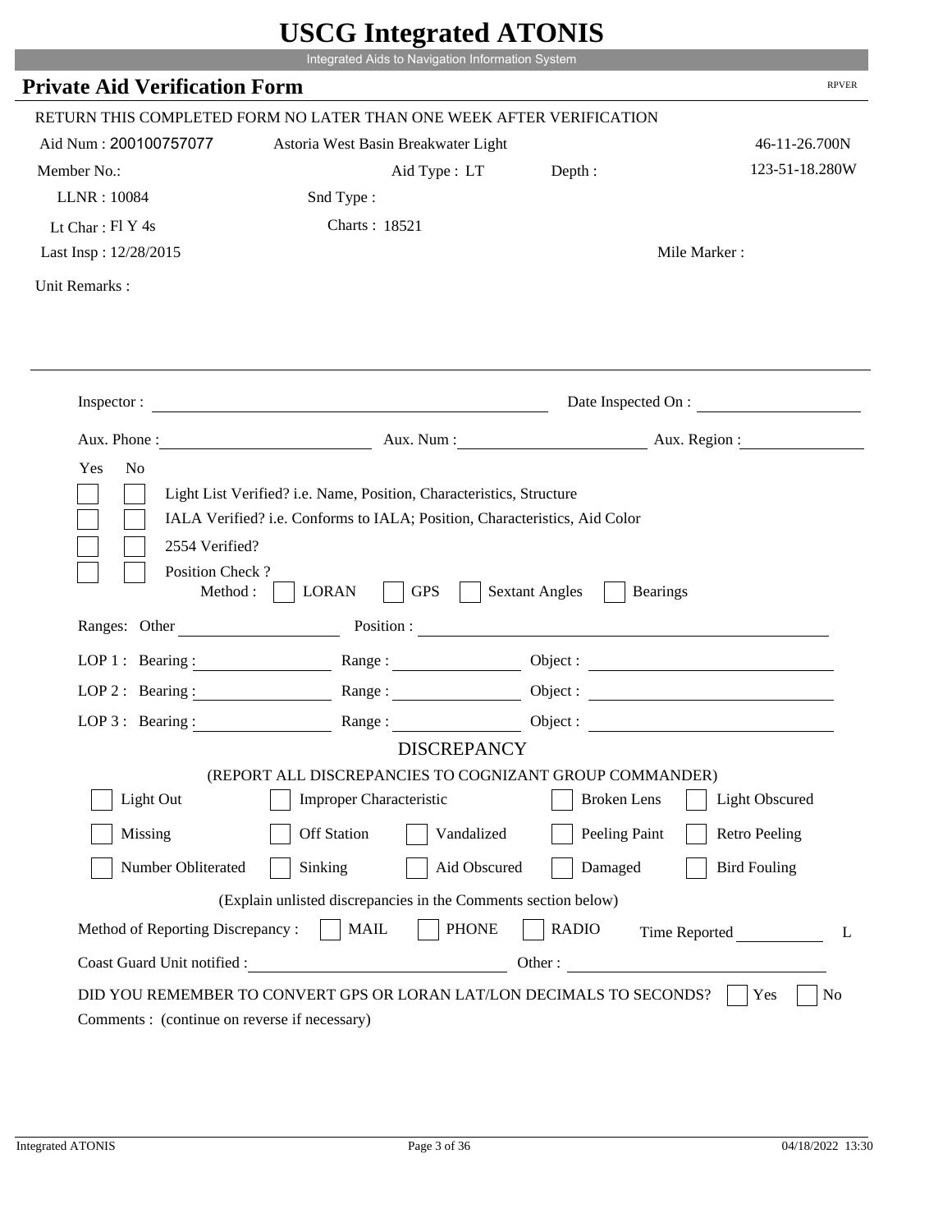# USCG Integrated ATONIS

Integrated Aids to Navigation Information System

## Private Aid Verification Form

RPVER

RETURN THIS COMPLETED FORM NO LATER THAN ONE WEEK AFTER VERIFICATION

Aid Num : 200100757077 Astoria West Basin Breakwater Light 46-11-26.700N

Member No.: Aid Type : LT Depth : 123-51-18.280W

LLNR : 10084 Snd Type :

Lt Char : Fl Y 4s Charts : 18521

Last Insp : 12/28/2015 Mile Marker :

Unit Remarks :

Inspector : Date Inspected On :

Aux. Phone : Aux. Num : Aux. Region :

Yes No

Light List Verified? i.e. Name, Position, Characteristics, Structure

IALA Verified? i.e. Conforms to IALA; Position, Characteristics, Aid Color

2554 Verified?

Position Check ?

Method : LORAN GPS Sextant Angles Bearings

Ranges: Other Position :

LOP 1 : Bearing : Range : Object :

LOP 2 : Bearing : Range : Object :

LOP 3 : Bearing : Range : Object :

### DISCREPANCY

(REPORT ALL DISCREPANCIES TO COGNIZANT GROUP COMMANDER)

Light Out | Improper Characteristic | Broken Lens | Light Obscured

Missing | Off Station | Vandalized | Peeling Paint | Retro Peeling

Number Obliterated | Sinking | Aid Obscured | Damaged | Bird Fouling

(Explain unlisted discrepancies in the Comments section below)

Method of Reporting Discrepancy : MAIL PHONE RADIO Time Reported L

Coast Guard Unit notified : Other :

DID YOU REMEMBER TO CONVERT GPS OR LORAN LAT/LON DECIMALS TO SECONDS? Yes No

Comments : (continue on reverse if necessary)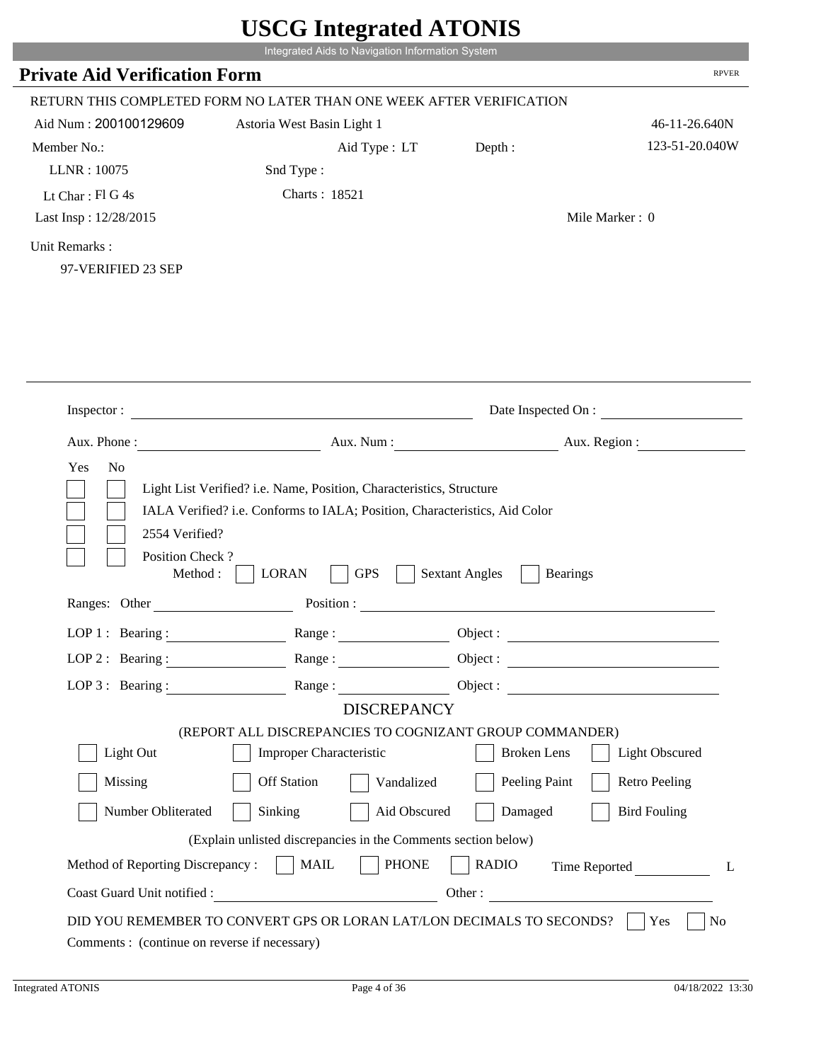# USCG Integrated ATONIS

Integrated Aids to Navigation Information System

## Private Aid Verification Form

RPVER

RETURN THIS COMPLETED FORM NO LATER THAN ONE WEEK AFTER VERIFICATION

Aid Num : 200100129609 | Astoria West Basin Light 1 | 46-11-26.640N

Member No.: | Aid Type : LT | Depth : | 123-51-20.040W

LLNR : 10075 | Snd Type :

Lt Char : Fl G 4s | Charts : 18521

Last Insp : 12/28/2015 | Mile Marker : 0

Unit Remarks :

97-VERIFIED 23 SEP

---

Inspector : ______________________ Date Inspected On : ______________

Aux. Phone : ______________ Aux. Num : ______________ Aux. Region : ______________

Yes No

- [ ] [ ] Light List Verified? i.e. Name, Position, Characteristics, Structure
- [ ] [ ] IALA Verified? i.e. Conforms to IALA; Position, Characteristics, Aid Color
- [ ] [ ] 2554 Verified?
- [ ] [ ] Position Check ?

Method : [ ] LORAN [ ] GPS [ ] Sextant Angles [ ] Bearings

Ranges: Other ______________ Position : ______________________

LOP 1 : Bearing : ______________ Range : ______________ Object : ______________

LOP 2 : Bearing : ______________ Range : ______________ Object : ______________

LOP 3 : Bearing : ______________ Range : ______________ Object : ______________

### DISCREPANCY

(REPORT ALL DISCREPANCIES TO COGNIZANT GROUP COMMANDER)

- [ ] Light Out
- [ ] Improper Characteristic
- [ ] Broken Lens
- [ ] Light Obscured
- [ ] Missing
- [ ] Off Station
- [ ] Vandalized
- [ ] Peeling Paint
- [ ] Retro Peeling
- [ ] Number Obliterated
- [ ] Sinking
- [ ] Aid Obscured
- [ ] Damaged
- [ ] Bird Fouling

(Explain unlisted discrepancies in the Comments section below)

Method of Reporting Discrepancy : [ ] MAIL [ ] PHONE [ ] RADIO Time Reported ______________ L

Coast Guard Unit notified : ______________________ Other : ______________________

DID YOU REMEMBER TO CONVERT GPS OR LORAN LAT/LON DECIMALS TO SECONDS? [ ] Yes [ ] No

Comments : (continue on reverse if necessary)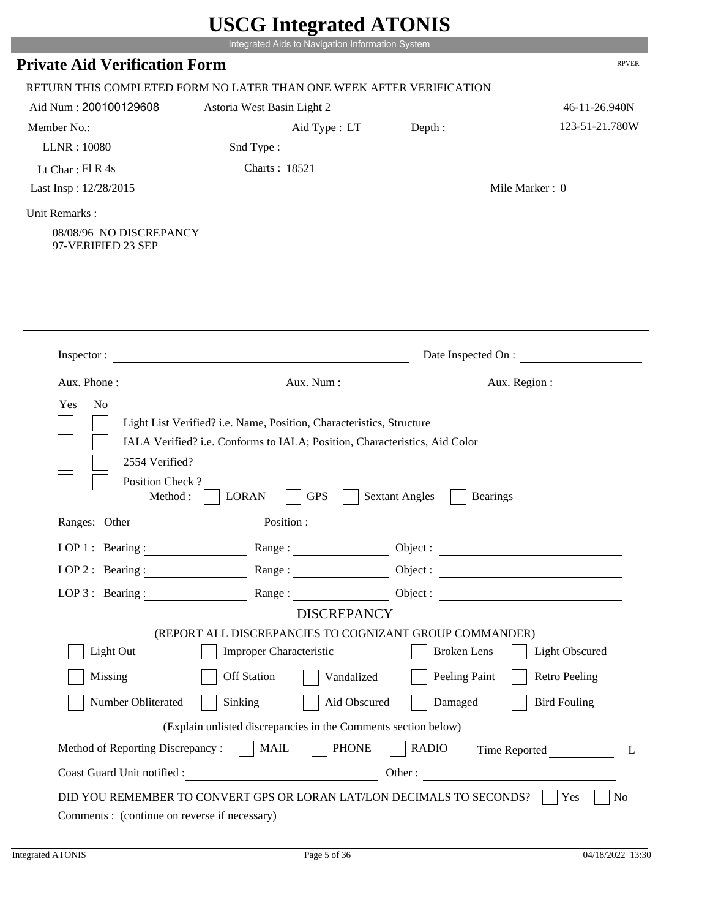# USCG Integrated ATONIS

Integrated Aids to Navigation Information System

## Private Aid Verification Form

RPVER

RETURN THIS COMPLETED FORM NO LATER THAN ONE WEEK AFTER VERIFICATION

Aid Num : 200100129608 &nbsp;&nbsp; Astoria West Basin Light 2 &nbsp;&nbsp; 46-11-26.940N

Member No.: &nbsp;&nbsp; Aid Type : LT &nbsp;&nbsp; Depth : &nbsp;&nbsp; 123-51-21.780W

LLNR : 10080 &nbsp;&nbsp; Snd Type :

Lt Char : Fl R 4s &nbsp;&nbsp; Charts : 18521

Last Insp : 12/28/2015 &nbsp;&nbsp; Mile Marker : 0

Unit Remarks :

08/08/96 NO DISCREPANCY
97-VERIFIED 23 SEP

---

Inspector : &nbsp;&nbsp; Date Inspected On :

Aux. Phone : &nbsp;&nbsp; Aux. Num : &nbsp;&nbsp; Aux. Region :

Yes No

- [ ] [ ] Light List Verified? i.e. Name, Position, Characteristics, Structure
- [ ] [ ] IALA Verified? i.e. Conforms to IALA; Position, Characteristics, Aid Color
- [ ] [ ] 2554 Verified?
- [ ] [ ] Position Check ?

Method : [ ] LORAN [ ] GPS [ ] Sextant Angles [ ] Bearings

Ranges: Other &nbsp;&nbsp; Position :

LOP 1 : Bearing : &nbsp;&nbsp; Range : &nbsp;&nbsp; Object :

LOP 2 : Bearing : &nbsp;&nbsp; Range : &nbsp;&nbsp; Object :

LOP 3 : Bearing : &nbsp;&nbsp; Range : &nbsp;&nbsp; Object :

### DISCREPANCY

(REPORT ALL DISCREPANCIES TO COGNIZANT GROUP COMMANDER)

- [ ] Light Out
- [ ] Improper Characteristic
- [ ] Broken Lens
- [ ] Light Obscured
- [ ] Missing
- [ ] Off Station
- [ ] Vandalized
- [ ] Peeling Paint
- [ ] Retro Peeling
- [ ] Number Obliterated
- [ ] Sinking
- [ ] Aid Obscured
- [ ] Damaged
- [ ] Bird Fouling

(Explain unlisted discrepancies in the Comments section below)

Method of Reporting Discrepancy : [ ] MAIL [ ] PHONE [ ] RADIO &nbsp;&nbsp; Time Reported &nbsp;&nbsp; L

Coast Guard Unit notified : &nbsp;&nbsp; Other :

DID YOU REMEMBER TO CONVERT GPS OR LORAN LAT/LON DECIMALS TO SECONDS? [ ] Yes [ ] No

Comments : (continue on reverse if necessary)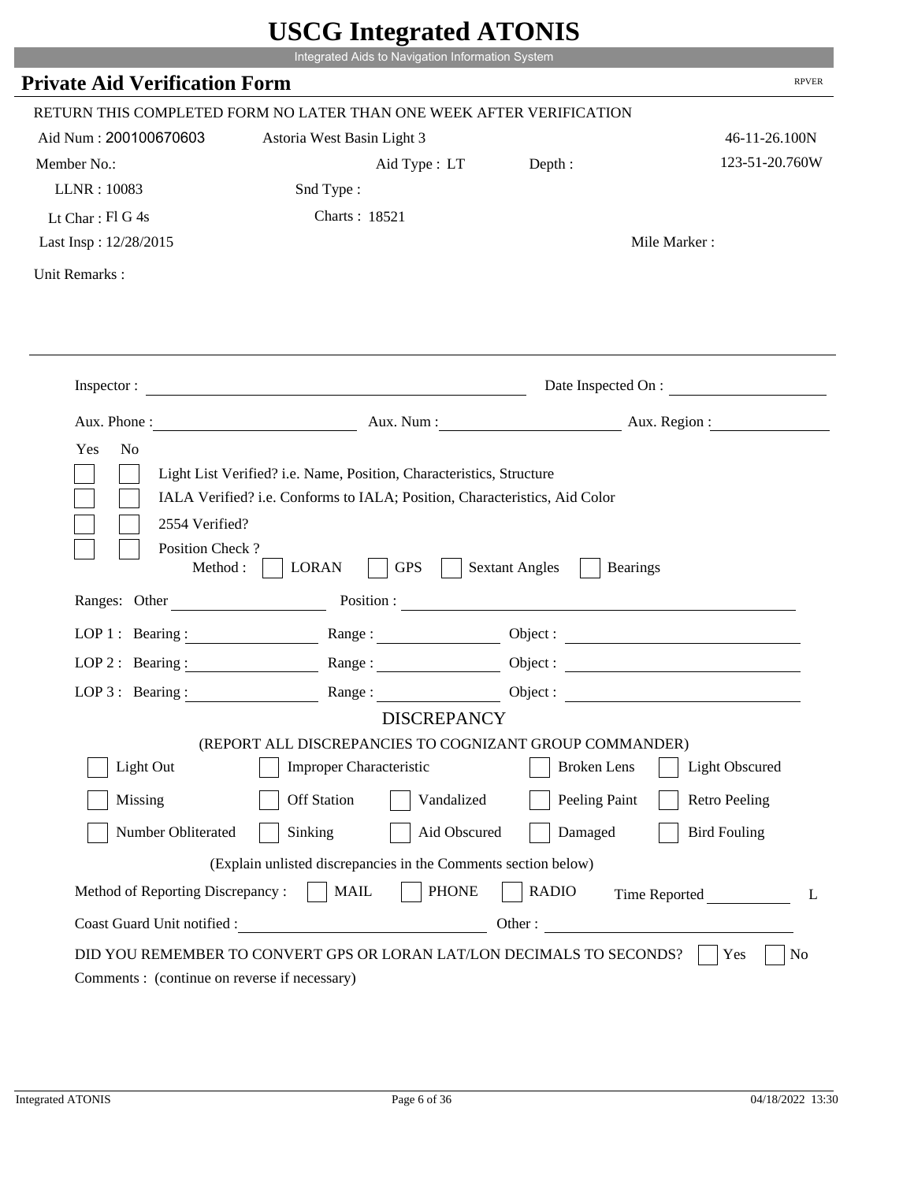# USCG Integrated ATONIS

Integrated Aids to Navigation Information System

## Private Aid Verification Form

RPVER

RETURN THIS COMPLETED FORM NO LATER THAN ONE WEEK AFTER VERIFICATION

Aid Num : 200100670603 &nbsp;&nbsp;&nbsp; Astoria West Basin Light 3 &nbsp;&nbsp;&nbsp; 46-11-26.100N

Member No.: &nbsp;&nbsp;&nbsp; Aid Type : LT &nbsp;&nbsp;&nbsp; Depth : &nbsp;&nbsp;&nbsp; 123-51-20.760W

LLNR : 10083 &nbsp;&nbsp;&nbsp; Snd Type :

Lt Char : Fl G 4s &nbsp;&nbsp;&nbsp; Charts : 18521

Last Insp : 12/28/2015 &nbsp;&nbsp;&nbsp; Mile Marker :

Unit Remarks :

Inspector : ______________________ Date Inspected On : ______________

Aux. Phone : ______________ Aux. Num : ______________ Aux. Region : ______________

Yes No

- [ ] [ ] Light List Verified? i.e. Name, Position, Characteristics, Structure
- [ ] [ ] IALA Verified? i.e. Conforms to IALA; Position, Characteristics, Aid Color
- [ ] [ ] 2554 Verified?
- [ ] [ ] Position Check ?

Method : [ ] LORAN [ ] GPS [ ] Sextant Angles [ ] Bearings

Ranges: Other ______________ Position : ______________________

LOP 1 : Bearing : ______________ Range : ______________ Object : ______________

LOP 2 : Bearing : ______________ Range : ______________ Object : ______________

LOP 3 : Bearing : ______________ Range : ______________ Object : ______________

### DISCREPANCY

(REPORT ALL DISCREPANCIES TO COGNIZANT GROUP COMMANDER)

[ ] Light Out &nbsp; [ ] Improper Characteristic &nbsp; [ ] Broken Lens &nbsp; [ ] Light Obscured

[ ] Missing &nbsp; [ ] Off Station &nbsp; [ ] Vandalized &nbsp; [ ] Peeling Paint &nbsp; [ ] Retro Peeling

[ ] Number Obliterated &nbsp; [ ] Sinking &nbsp; [ ] Aid Obscured &nbsp; [ ] Damaged &nbsp; [ ] Bird Fouling

(Explain unlisted discrepancies in the Comments section below)

Method of Reporting Discrepancy : [ ] MAIL [ ] PHONE [ ] RADIO &nbsp; Time Reported ______________ L

Coast Guard Unit notified : ______________________ Other : ______________________

DID YOU REMEMBER TO CONVERT GPS OR LORAN LAT/LON DECIMALS TO SECONDS? [ ] Yes [ ] No

Comments : (continue on reverse if necessary)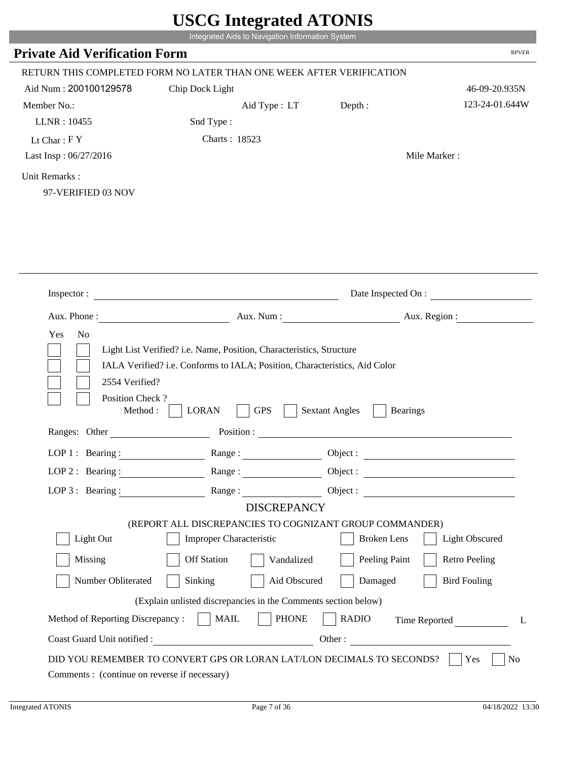# USCG Integrated ATONIS

Integrated Aids to Navigation Information System

## Private Aid Verification Form

RPVER

RETURN THIS COMPLETED FORM NO LATER THAN ONE WEEK AFTER VERIFICATION

Aid Num : 200100129578 Chip Dock Light 46-09-20.935N

Member No.: Aid Type : LT Depth : 123-24-01.644W

LLNR : 10455 Snd Type :

Lt Char : F Y Charts : 18523

Last Insp : 06/27/2016 Mile Marker :

Unit Remarks :

97-VERIFIED 03 NOV

Inspector : Date Inspected On :

Aux. Phone : Aux. Num : Aux. Region :

Yes No

- [ ] [ ] Light List Verified? i.e. Name, Position, Characteristics, Structure
- [ ] [ ] IALA Verified? i.e. Conforms to IALA; Position, Characteristics, Aid Color
- [ ] [ ] 2554 Verified?
- [ ] [ ] Position Check ?

Method : [ ] LORAN [ ] GPS [ ] Sextant Angles [ ] Bearings

Ranges: Other Position :

LOP 1 : Bearing : Range : Object :

LOP 2 : Bearing : Range : Object :

LOP 3 : Bearing : Range : Object :

DISCREPANCY

(REPORT ALL DISCREPANCIES TO COGNIZANT GROUP COMMANDER)

- [ ] Light Out
- [ ] Improper Characteristic
- [ ] Broken Lens
- [ ] Light Obscured
- [ ] Missing
- [ ] Off Station
- [ ] Vandalized
- [ ] Peeling Paint
- [ ] Retro Peeling
- [ ] Number Obliterated
- [ ] Sinking
- [ ] Aid Obscured
- [ ] Damaged
- [ ] Bird Fouling

(Explain unlisted discrepancies in the Comments section below)

Method of Reporting Discrepancy : [ ] MAIL [ ] PHONE [ ] RADIO Time Reported L

Coast Guard Unit notified : Other :

DID YOU REMEMBER TO CONVERT GPS OR LORAN LAT/LON DECIMALS TO SECONDS? [ ] Yes [ ] No

Comments : (continue on reverse if necessary)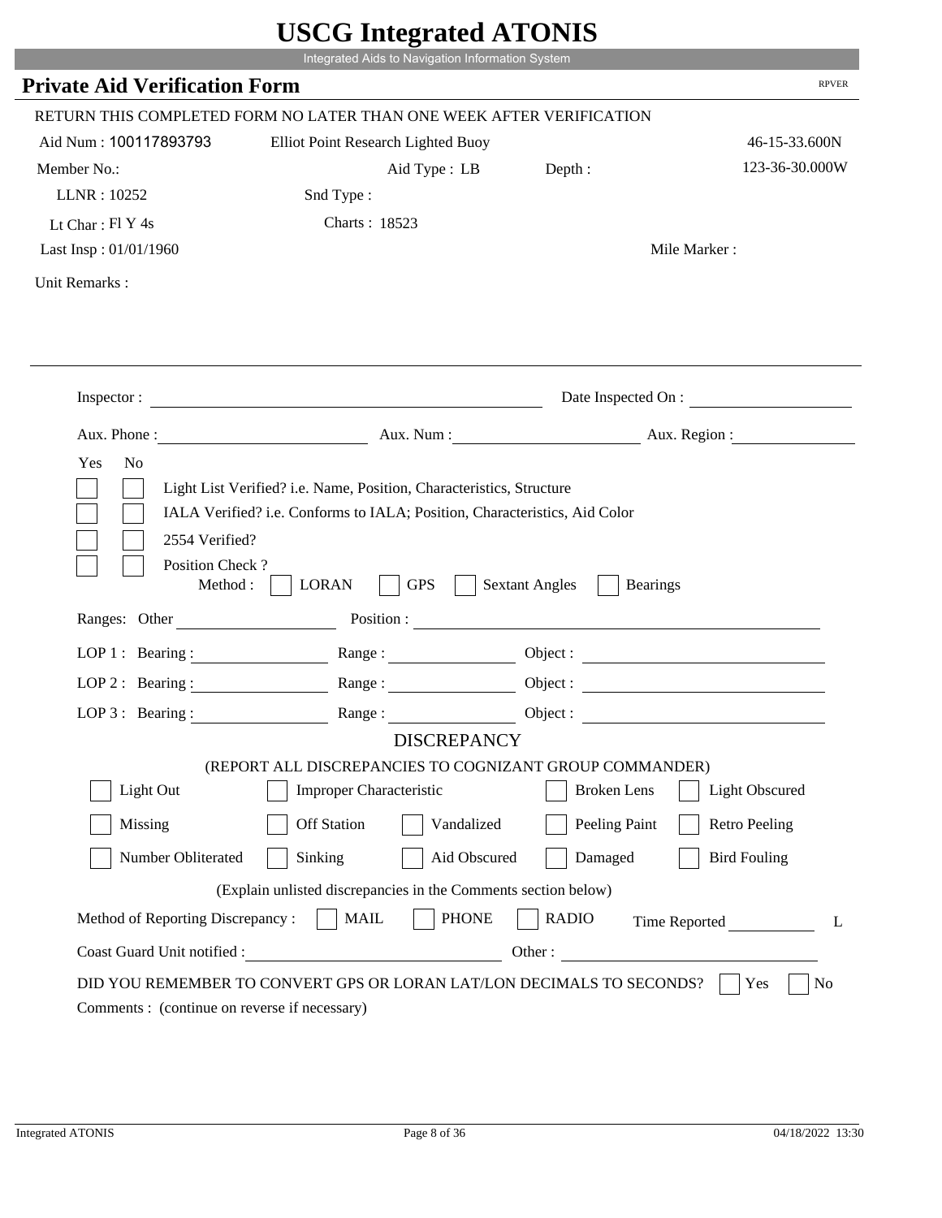# USCG Integrated ATONIS

Integrated Aids to Navigation Information System

## Private Aid Verification Form

RPVER

RETURN THIS COMPLETED FORM NO LATER THAN ONE WEEK AFTER VERIFICATION

Aid Num : 100117893793 | Elliot Point Research Lighted Buoy | 46-15-33.600N

Member No.: | Aid Type : LB | Depth : | 123-36-30.000W

LLNR : 10252 | Snd Type :

Lt Char : Fl Y 4s | Charts : 18523

Last Insp : 01/01/1960 | Mile Marker :

Unit Remarks :

Inspector : ______________________ Date Inspected On : ______________

Aux. Phone : ______________ Aux. Num : ______________ Aux. Region : ______________

| Yes | No | |
|---|---|---|
| [ ] | [ ] | Light List Verified? i.e. Name, Position, Characteristics, Structure |
| [ ] | [ ] | IALA Verified? i.e. Conforms to IALA; Position, Characteristics, Aid Color |
| [ ] | [ ] | 2554 Verified? |
| [ ] | [ ] | Position Check ? |

Method : [ ] LORAN [ ] GPS [ ] Sextant Angles [ ] Bearings

Ranges: Other ______________ Position : ______________

LOP 1 : Bearing : ______________ Range : ______________ Object : ______________

LOP 2 : Bearing : ______________ Range : ______________ Object : ______________

LOP 3 : Bearing : ______________ Range : ______________ Object : ______________

### DISCREPANCY

(REPORT ALL DISCREPANCIES TO COGNIZANT GROUP COMMANDER)

[ ] Light Out [ ] Improper Characteristic [ ] Broken Lens [ ] Light Obscured

[ ] Missing [ ] Off Station [ ] Vandalized [ ] Peeling Paint [ ] Retro Peeling

[ ] Number Obliterated [ ] Sinking [ ] Aid Obscured [ ] Damaged [ ] Bird Fouling

(Explain unlisted discrepancies in the Comments section below)

Method of Reporting Discrepancy : [ ] MAIL [ ] PHONE [ ] RADIO Time Reported ______________ L

Coast Guard Unit notified : ______________ Other : ______________

DID YOU REMEMBER TO CONVERT GPS OR LORAN LAT/LON DECIMALS TO SECONDS? [ ] Yes [ ] No

Comments : (continue on reverse if necessary)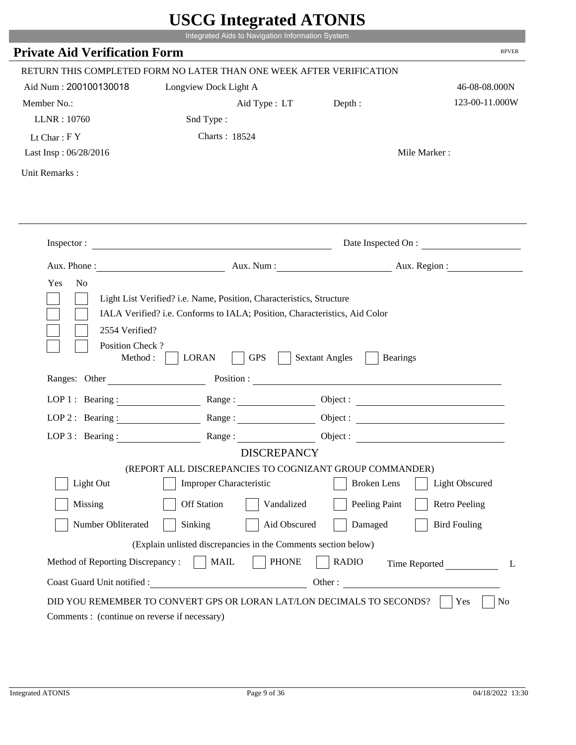# USCG Integrated ATONIS

Integrated Aids to Navigation Information System

## Private Aid Verification Form

RPVER

RETURN THIS COMPLETED FORM NO LATER THAN ONE WEEK AFTER VERIFICATION

Aid Num : 200100130018    Longview Dock Light A    46-08-08.000N

Member No.:    Aid Type : LT    Depth :    123-00-11.000W

LLNR : 10760    Snd Type :

Lt Char : F Y    Charts : 18524

Last Insp : 06/28/2016    Mile Marker :

Unit Remarks :

Inspector : ____________________    Date Inspected On : ____________

Aux. Phone : ____________    Aux. Num : ____________    Aux. Region : ____________

Yes  No

- [ ] [ ] Light List Verified? i.e. Name, Position, Characteristics, Structure
- [ ] [ ] IALA Verified? i.e. Conforms to IALA; Position, Characteristics, Aid Color
- [ ] [ ] 2554 Verified?
- [ ] [ ] Position Check ?

Method : [ ] LORAN  [ ] GPS  [ ] Sextant Angles  [ ] Bearings

Ranges: Other ____________    Position : ____________

LOP 1 : Bearing : ____________    Range : ____________    Object : ____________

LOP 2 : Bearing : ____________    Range : ____________    Object : ____________

LOP 3 : Bearing : ____________    Range : ____________    Object : ____________

### DISCREPANCY

(REPORT ALL DISCREPANCIES TO COGNIZANT GROUP COMMANDER)

- [ ] Light Out  [ ] Improper Characteristic  [ ] Broken Lens  [ ] Light Obscured
- [ ] Missing  [ ] Off Station  [ ] Vandalized  [ ] Peeling Paint  [ ] Retro Peeling
- [ ] Number Obliterated  [ ] Sinking  [ ] Aid Obscured  [ ] Damaged  [ ] Bird Fouling

(Explain unlisted discrepancies in the Comments section below)

Method of Reporting Discrepancy : [ ] MAIL  [ ] PHONE  [ ] RADIO    Time Reported ____________ L

Coast Guard Unit notified : ____________    Other : ____________

DID YOU REMEMBER TO CONVERT GPS OR LORAN LAT/LON DECIMALS TO SECONDS? [ ] Yes [ ] No

Comments : (continue on reverse if necessary)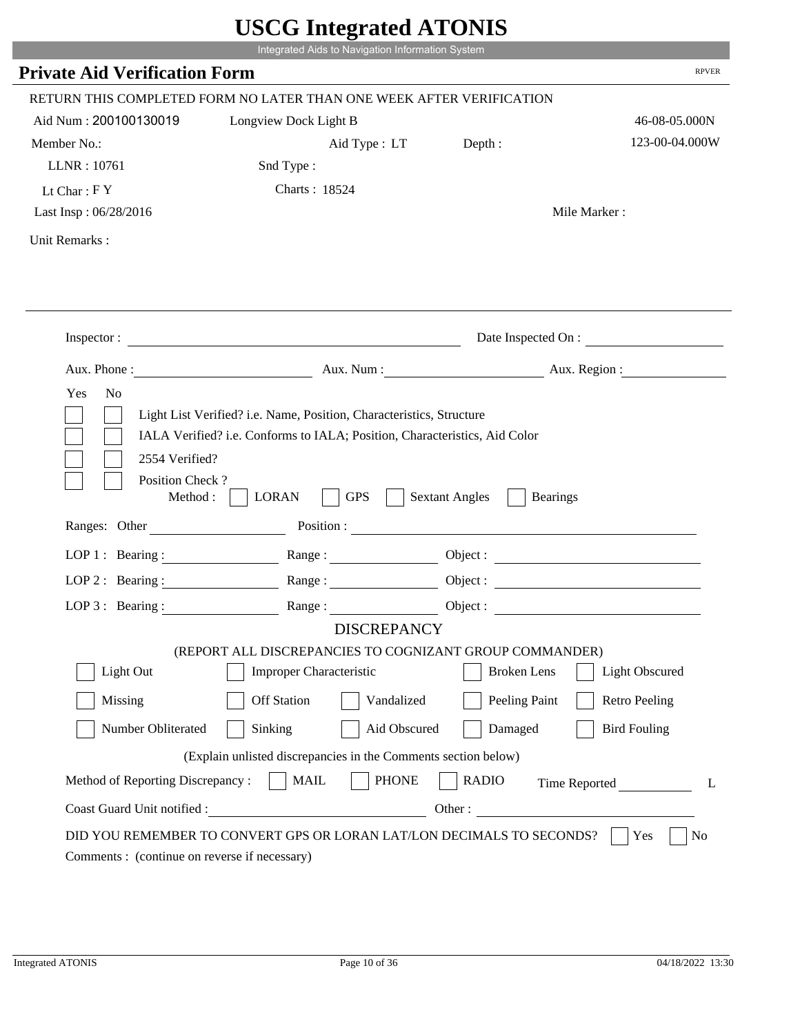# USCG Integrated ATONIS

Integrated Aids to Navigation Information System

## Private Aid Verification Form

RPVER

RETURN THIS COMPLETED FORM NO LATER THAN ONE WEEK AFTER VERIFICATION

Aid Num : 200100130019 Longview Dock Light B 46-08-05.000N

Member No.: Aid Type : LT Depth : 123-00-04.000W

LLNR : 10761 Snd Type :

Lt Char : F Y Charts : 18524

Last Insp : 06/28/2016 Mile Marker :

Unit Remarks :

Inspector : Date Inspected On :

Aux. Phone : Aux. Num : Aux. Region :

Yes No

- Light List Verified? i.e. Name, Position, Characteristics, Structure
- IALA Verified? i.e. Conforms to IALA; Position, Characteristics, Aid Color
- 2554 Verified?
- Position Check ?

Method : LORAN GPS Sextant Angles Bearings

Ranges: Other Position :

LOP 1 : Bearing : Range : Object :

LOP 2 : Bearing : Range : Object :

LOP 3 : Bearing : Range : Object :

### DISCREPANCY

(REPORT ALL DISCREPANCIES TO COGNIZANT GROUP COMMANDER)

| | | | | |
|---|---|---|---|---|
| Light Out | Improper Characteristic | | Broken Lens | Light Obscured |
| Missing | Off Station | Vandalized | Peeling Paint | Retro Peeling |
| Number Obliterated | Sinking | Aid Obscured | Damaged | Bird Fouling |

(Explain unlisted discrepancies in the Comments section below)

Method of Reporting Discrepancy : MAIL PHONE RADIO Time Reported L

Coast Guard Unit notified : Other :

DID YOU REMEMBER TO CONVERT GPS OR LORAN LAT/LON DECIMALS TO SECONDS? Yes No

Comments : (continue on reverse if necessary)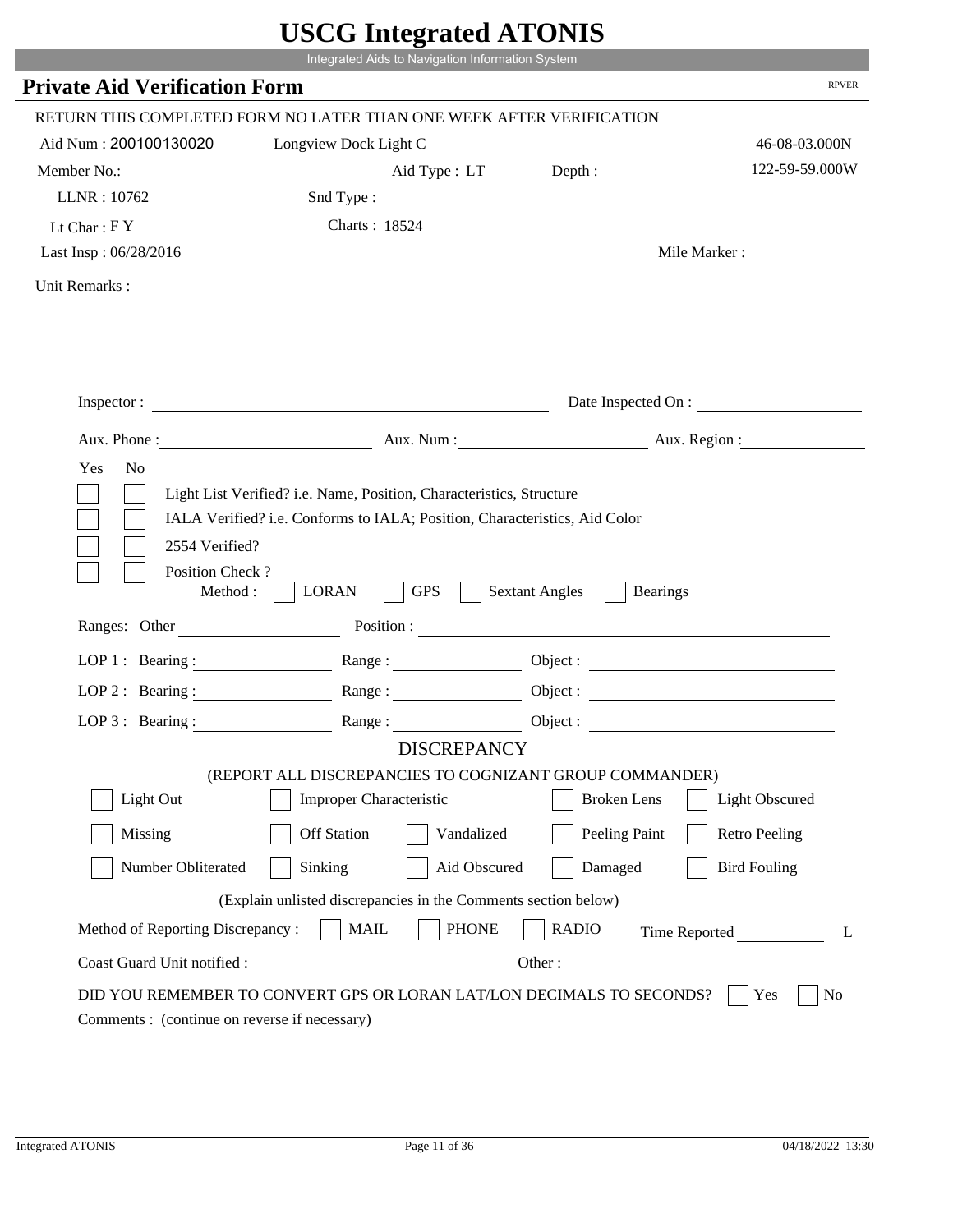# USCG Integrated ATONIS

Integrated Aids to Navigation Information System

## Private Aid Verification Form

RPVER

RETURN THIS COMPLETED FORM NO LATER THAN ONE WEEK AFTER VERIFICATION

Aid Num : 200100130020 Longview Dock Light C 46-08-03.000N

Member No.: Aid Type : LT Depth : 122-59-59.000W

LLNR : 10762 Snd Type :

Lt Char : F Y Charts : 18524

Last Insp : 06/28/2016 Mile Marker :

Unit Remarks :

Inspector : Date Inspected On :

Aux. Phone : Aux. Num : Aux. Region :

Yes No

- [ ] [ ] Light List Verified? i.e. Name, Position, Characteristics, Structure
- [ ] [ ] IALA Verified? i.e. Conforms to IALA; Position, Characteristics, Aid Color
- [ ] [ ] 2554 Verified?
- [ ] [ ] Position Check ?

Method : [ ] LORAN [ ] GPS [ ] Sextant Angles [ ] Bearings

Ranges: Other Position :

LOP 1 : Bearing : Range : Object :

LOP 2 : Bearing : Range : Object :

LOP 3 : Bearing : Range : Object :

### DISCREPANCY

(REPORT ALL DISCREPANCIES TO COGNIZANT GROUP COMMANDER)

- [ ] Light Out
- [ ] Improper Characteristic
- [ ] Broken Lens
- [ ] Light Obscured
- [ ] Missing
- [ ] Off Station
- [ ] Vandalized
- [ ] Peeling Paint
- [ ] Retro Peeling
- [ ] Number Obliterated
- [ ] Sinking
- [ ] Aid Obscured
- [ ] Damaged
- [ ] Bird Fouling

(Explain unlisted discrepancies in the Comments section below)

Method of Reporting Discrepancy : [ ] MAIL [ ] PHONE [ ] RADIO Time Reported L

Coast Guard Unit notified : Other :

DID YOU REMEMBER TO CONVERT GPS OR LORAN LAT/LON DECIMALS TO SECONDS? [ ] Yes [ ] No

Comments : (continue on reverse if necessary)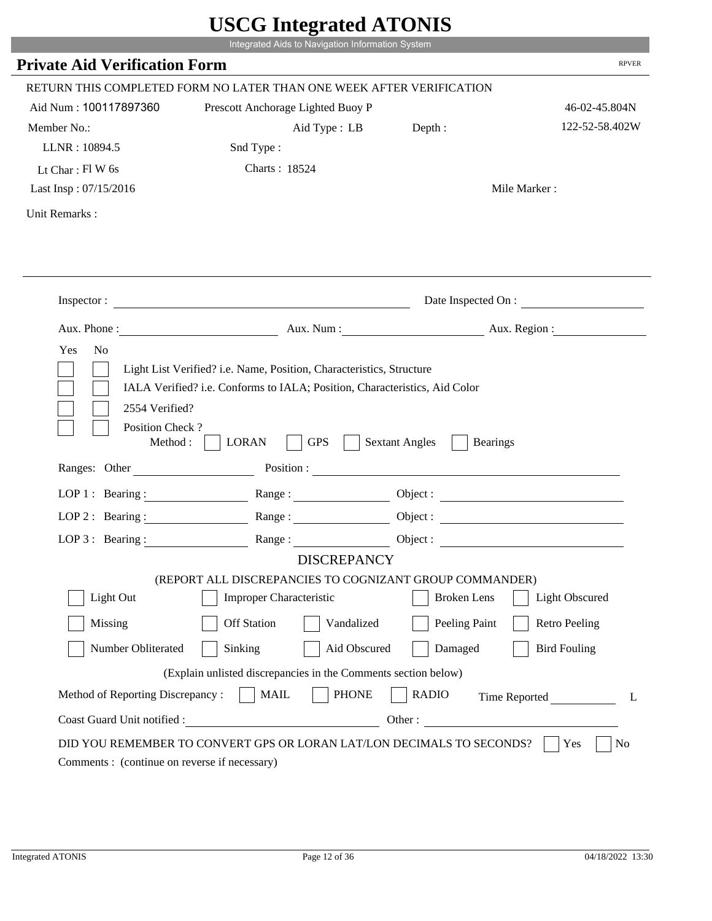# USCG Integrated ATONIS

Integrated Aids to Navigation Information System

## Private Aid Verification Form

RPVER

RETURN THIS COMPLETED FORM NO LATER THAN ONE WEEK AFTER VERIFICATION

Aid Num : 100117897360 Prescott Anchorage Lighted Buoy P 46-02-45.804N

Member No.: Aid Type : LB Depth : 122-52-58.402W

LLNR : 10894.5 Snd Type :

Lt Char : Fl W 6s Charts : 18524

Last Insp : 07/15/2016 Mile Marker :

Unit Remarks :

Inspector : Date Inspected On :

Aux. Phone : Aux. Num : Aux. Region :

Yes No

- Light List Verified? i.e. Name, Position, Characteristics, Structure
- IALA Verified? i.e. Conforms to IALA; Position, Characteristics, Aid Color
- 2554 Verified?
- Position Check ?

Method : LORAN GPS Sextant Angles Bearings

Ranges: Other Position :

LOP 1 : Bearing : Range : Object :

LOP 2 : Bearing : Range : Object :

LOP 3 : Bearing : Range : Object :

DISCREPANCY

(REPORT ALL DISCREPANCIES TO COGNIZANT GROUP COMMANDER)

| | | | | |
|---|---|---|---|---|
| Light Out | Improper Characteristic | | Broken Lens | Light Obscured |
| Missing | Off Station | Vandalized | Peeling Paint | Retro Peeling |
| Number Obliterated | Sinking | Aid Obscured | Damaged | Bird Fouling |

(Explain unlisted discrepancies in the Comments section below)

Method of Reporting Discrepancy : MAIL PHONE RADIO Time Reported L

Coast Guard Unit notified : Other :

DID YOU REMEMBER TO CONVERT GPS OR LORAN LAT/LON DECIMALS TO SECONDS? Yes No

Comments : (continue on reverse if necessary)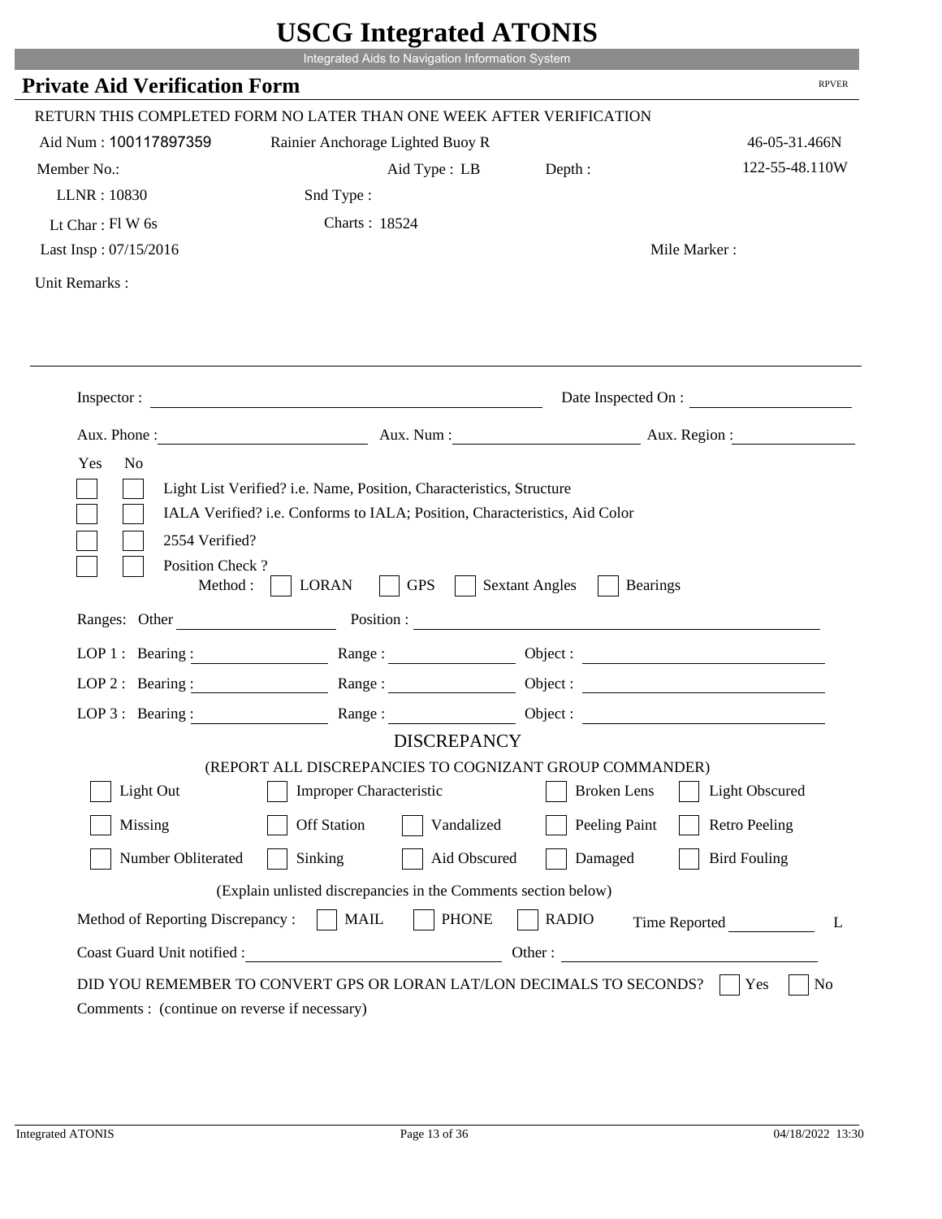# USCG Integrated ATONIS

Integrated Aids to Navigation Information System

## Private Aid Verification Form

RPVER

RETURN THIS COMPLETED FORM NO LATER THAN ONE WEEK AFTER VERIFICATION

Aid Num : 100117897359 Rainier Anchorage Lighted Buoy R 46-05-31.466N

Member No.: Aid Type : LB Depth : 122-55-48.110W

LLNR : 10830 Snd Type :

Lt Char : Fl W 6s Charts : 18524

Last Insp : 07/15/2016 Mile Marker :

Unit Remarks :

---

Inspector : Date Inspected On :

Aux. Phone : Aux. Num : Aux. Region :

Yes No

- [ ] [ ] Light List Verified? i.e. Name, Position, Characteristics, Structure
- [ ] [ ] IALA Verified? i.e. Conforms to IALA; Position, Characteristics, Aid Color
- [ ] [ ] 2554 Verified?
- [ ] [ ] Position Check ?

Method : [ ] LORAN [ ] GPS [ ] Sextant Angles [ ] Bearings

Ranges: Other Position :

LOP 1 : Bearing : Range : Object :

LOP 2 : Bearing : Range : Object :

LOP 3 : Bearing : Range : Object :

### DISCREPANCY

(REPORT ALL DISCREPANCIES TO COGNIZANT GROUP COMMANDER)

- [ ] Light Out
- [ ] Improper Characteristic
- [ ] Broken Lens
- [ ] Light Obscured
- [ ] Missing
- [ ] Off Station
- [ ] Vandalized
- [ ] Peeling Paint
- [ ] Retro Peeling
- [ ] Number Obliterated
- [ ] Sinking
- [ ] Aid Obscured
- [ ] Damaged
- [ ] Bird Fouling

(Explain unlisted discrepancies in the Comments section below)

Method of Reporting Discrepancy : [ ] MAIL [ ] PHONE [ ] RADIO Time Reported L

Coast Guard Unit notified : Other :

DID YOU REMEMBER TO CONVERT GPS OR LORAN LAT/LON DECIMALS TO SECONDS? [ ] Yes [ ] No

Comments : (continue on reverse if necessary)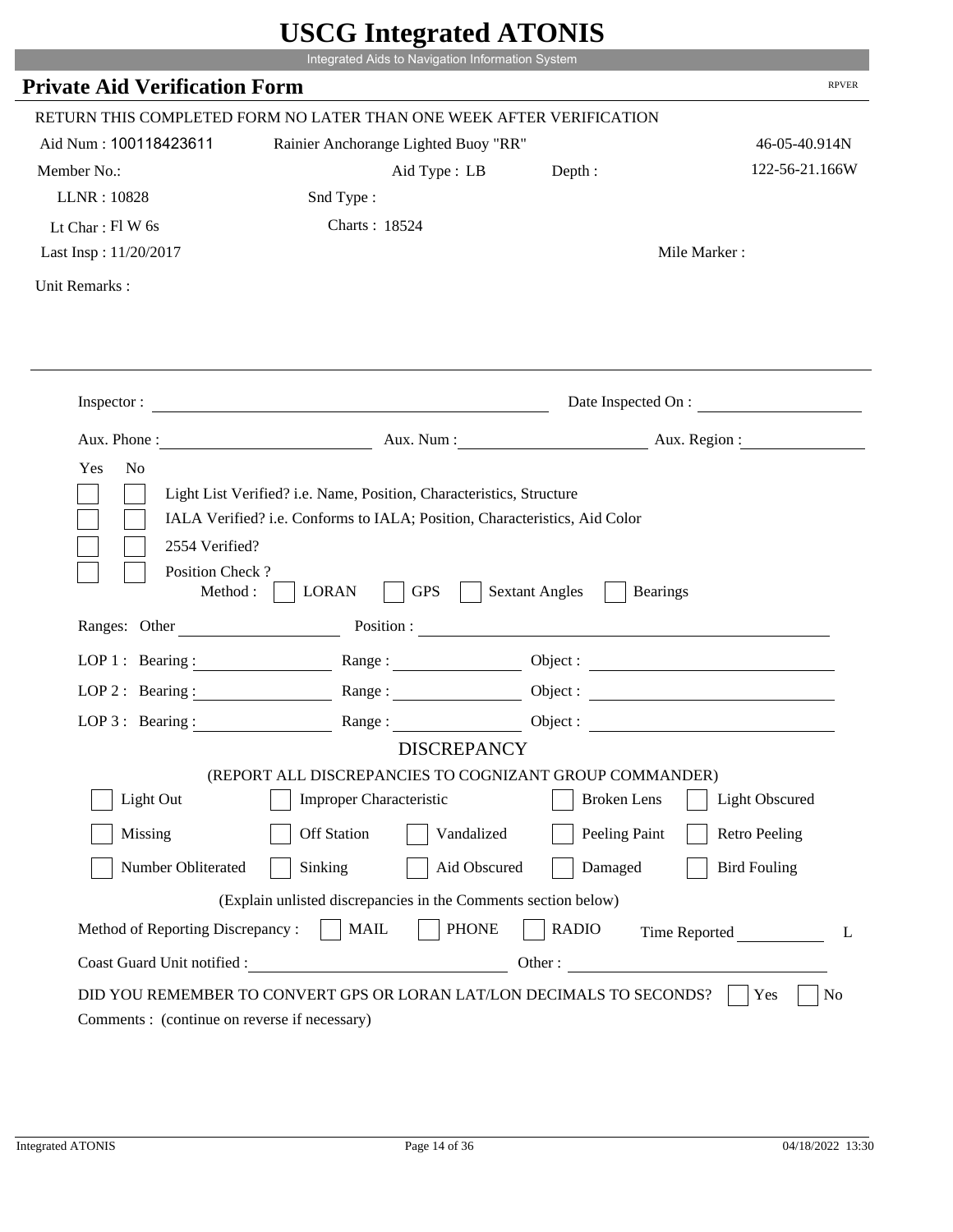# USCG Integrated ATONIS

Integrated Aids to Navigation Information System

## Private Aid Verification Form

RPVER

RETURN THIS COMPLETED FORM NO LATER THAN ONE WEEK AFTER VERIFICATION

Aid Num : 100118423611 Rainier Anchorange Lighted Buoy "RR" 46-05-40.914N

Member No.: Aid Type : LB Depth : 122-56-21.166W

LLNR : 10828 Snd Type :

Lt Char : Fl W 6s Charts : 18524

Last Insp : 11/20/2017 Mile Marker :

Unit Remarks :

Inspector : Date Inspected On :

Aux. Phone : Aux. Num : Aux. Region :

Yes No

- [ ] [ ] Light List Verified? i.e. Name, Position, Characteristics, Structure
- [ ] [ ] IALA Verified? i.e. Conforms to IALA; Position, Characteristics, Aid Color
- [ ] [ ] 2554 Verified?
- [ ] [ ] Position Check ?

Method : [ ] LORAN [ ] GPS [ ] Sextant Angles [ ] Bearings

Ranges: Other Position :

LOP 1 : Bearing : Range : Object :

LOP 2 : Bearing : Range : Object :

LOP 3 : Bearing : Range : Object :

### DISCREPANCY

(REPORT ALL DISCREPANCIES TO COGNIZANT GROUP COMMANDER)

- [ ] Light Out
- [ ] Improper Characteristic
- [ ] Broken Lens
- [ ] Light Obscured
- [ ] Missing
- [ ] Off Station
- [ ] Vandalized
- [ ] Peeling Paint
- [ ] Retro Peeling
- [ ] Number Obliterated
- [ ] Sinking
- [ ] Aid Obscured
- [ ] Damaged
- [ ] Bird Fouling

(Explain unlisted discrepancies in the Comments section below)

Method of Reporting Discrepancy : [ ] MAIL [ ] PHONE [ ] RADIO Time Reported L

Coast Guard Unit notified : Other :

DID YOU REMEMBER TO CONVERT GPS OR LORAN LAT/LON DECIMALS TO SECONDS? [ ] Yes [ ] No

Comments : (continue on reverse if necessary)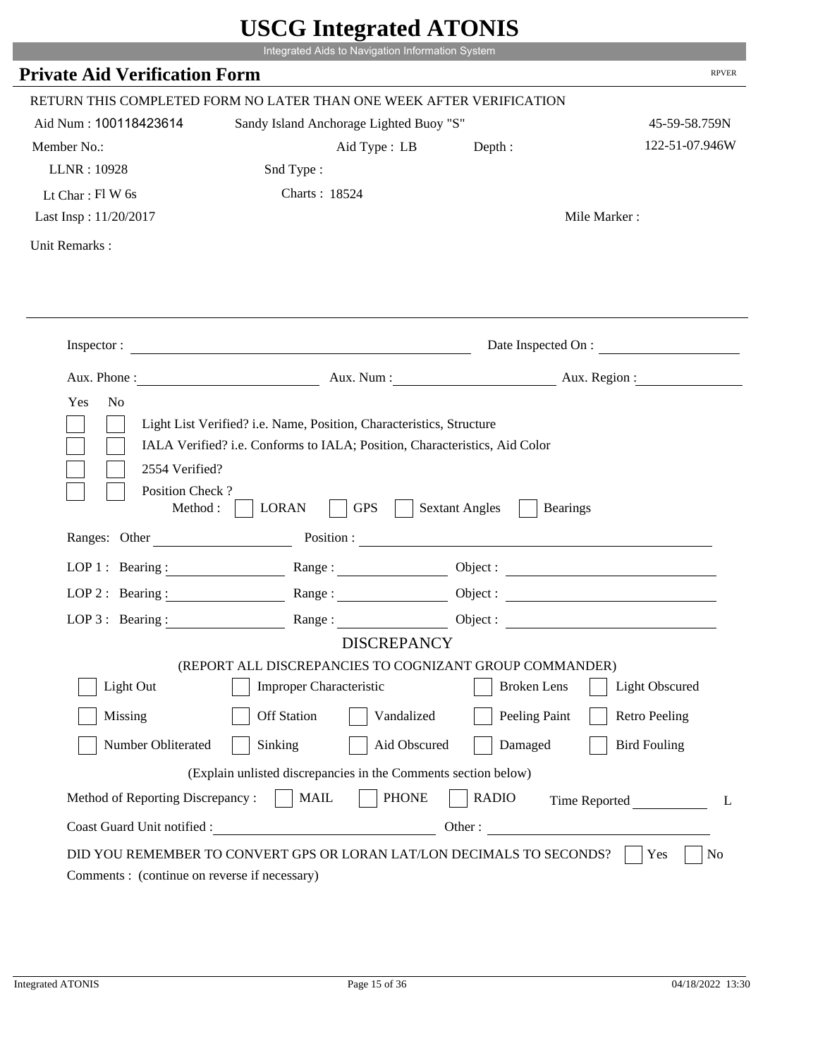# USCG Integrated ATONIS

Integrated Aids to Navigation Information System

## Private Aid Verification Form

RPVER

RETURN THIS COMPLETED FORM NO LATER THAN ONE WEEK AFTER VERIFICATION

Aid Num : 100118423614 — Sandy Island Anchorage Lighted Buoy "S" — 45-59-58.759N

Member No.: — Aid Type : LB — Depth : — 122-51-07.946W

LLNR : 10928 — Snd Type :

Lt Char : Fl W 6s — Charts : 18524

Last Insp : 11/20/2017 — Mile Marker :

Unit Remarks :

---

Inspector : ______ Date Inspected On : ______

Aux. Phone : ______ Aux. Num : ______ Aux. Region : ______

| Yes | No | |
|---|---|---|
| ☐ | ☐ | Light List Verified? i.e. Name, Position, Characteristics, Structure |
| ☐ | ☐ | IALA Verified? i.e. Conforms to IALA; Position, Characteristics, Aid Color |
| ☐ | ☐ | 2554 Verified? |
| ☐ | ☐ | Position Check ? |

Method : ☐ LORAN ☐ GPS ☐ Sextant Angles ☐ Bearings

Ranges: Other ______ Position : ______

LOP 1 : Bearing : ______ Range : ______ Object : ______

LOP 2 : Bearing : ______ Range : ______ Object : ______

LOP 3 : Bearing : ______ Range : ______ Object : ______

### DISCREPANCY

(REPORT ALL DISCREPANCIES TO COGNIZANT GROUP COMMANDER)

| | | | | |
|---|---|---|---|---|
| ☐ Light Out | ☐ Improper Characteristic | | ☐ Broken Lens | ☐ Light Obscured |
| ☐ Missing | ☐ Off Station | ☐ Vandalized | ☐ Peeling Paint | ☐ Retro Peeling |
| ☐ Number Obliterated | ☐ Sinking | ☐ Aid Obscured | ☐ Damaged | ☐ Bird Fouling |

(Explain unlisted discrepancies in the Comments section below)

Method of Reporting Discrepancy : ☐ MAIL ☐ PHONE ☐ RADIO Time Reported ______ L

Coast Guard Unit notified : ______ Other : ______

DID YOU REMEMBER TO CONVERT GPS OR LORAN LAT/LON DECIMALS TO SECONDS? ☐ Yes ☐ No

Comments : (continue on reverse if necessary)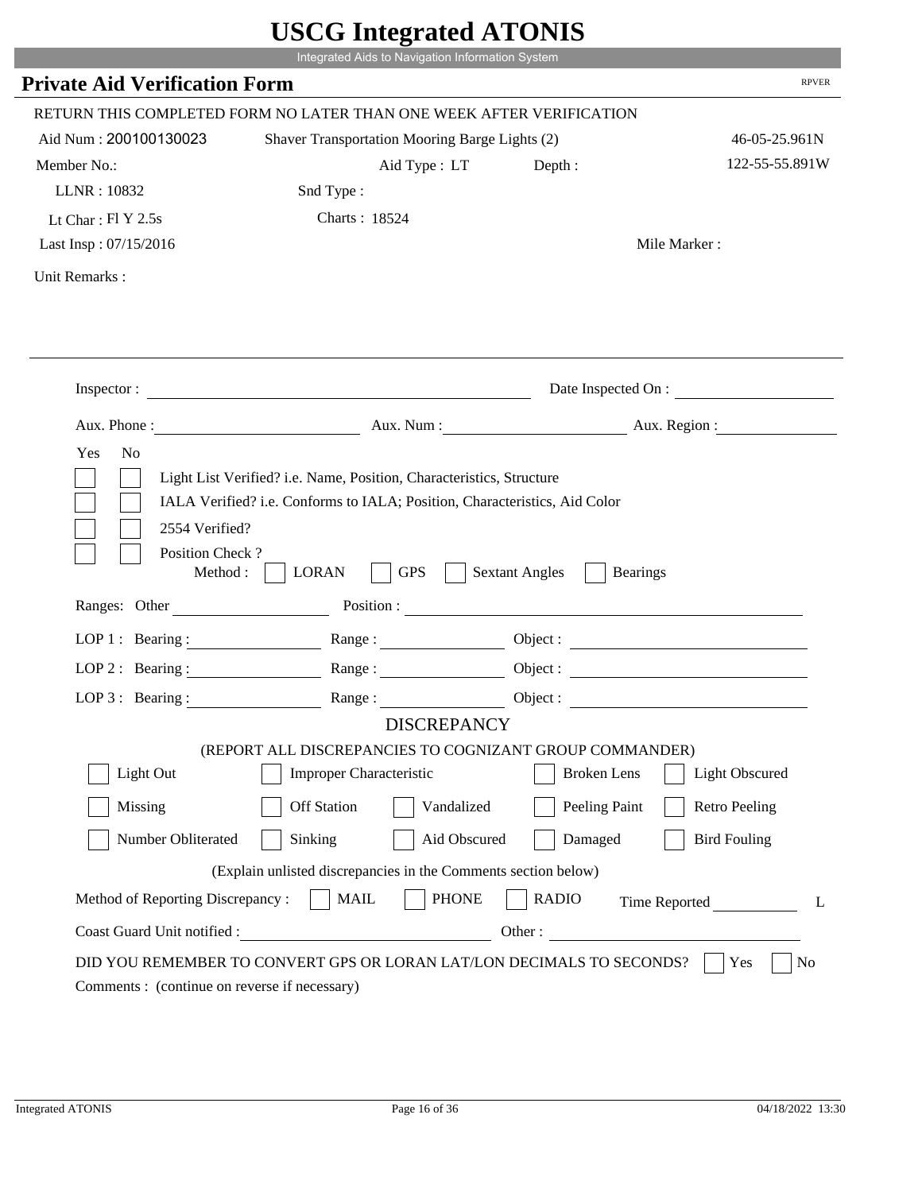# USCG Integrated ATONIS

Integrated Aids to Navigation Information System

## Private Aid Verification Form

RPVER

RETURN THIS COMPLETED FORM NO LATER THAN ONE WEEK AFTER VERIFICATION

Aid Num : 200100130023 — Shaver Transportation Mooring Barge Lights (2) — 46-05-25.961N

Member No.: — Aid Type : LT — Depth : — 122-55-55.891W

LLNR : 10832 — Snd Type :

Lt Char : Fl Y 2.5s — Charts : 18524

Last Insp : 07/15/2016 — Mile Marker :

Unit Remarks :

---

Inspector : ______________________ Date Inspected On : ______________

Aux. Phone : ______________ Aux. Num : ______________ Aux. Region : ______________

Yes No

- [ ] [ ] Light List Verified? i.e. Name, Position, Characteristics, Structure
- [ ] [ ] IALA Verified? i.e. Conforms to IALA; Position, Characteristics, Aid Color
- [ ] [ ] 2554 Verified?
- [ ] [ ] Position Check ?

Method : [ ] LORAN [ ] GPS [ ] Sextant Angles [ ] Bearings

Ranges: Other ______________ Position : ______________________

LOP 1 : Bearing : ______________ Range : ______________ Object : ______________

LOP 2 : Bearing : ______________ Range : ______________ Object : ______________

LOP 3 : Bearing : ______________ Range : ______________ Object : ______________

### DISCREPANCY

(REPORT ALL DISCREPANCIES TO COGNIZANT GROUP COMMANDER)

- [ ] Light Out
- [ ] Improper Characteristic
- [ ] Broken Lens
- [ ] Light Obscured
- [ ] Missing
- [ ] Off Station
- [ ] Vandalized
- [ ] Peeling Paint
- [ ] Retro Peeling
- [ ] Number Obliterated
- [ ] Sinking
- [ ] Aid Obscured
- [ ] Damaged
- [ ] Bird Fouling

(Explain unlisted discrepancies in the Comments section below)

Method of Reporting Discrepancy : [ ] MAIL [ ] PHONE [ ] RADIO Time Reported ______ L

Coast Guard Unit notified : ______________________ Other : ______________________

DID YOU REMEMBER TO CONVERT GPS OR LORAN LAT/LON DECIMALS TO SECONDS? [ ] Yes [ ] No

Comments : (continue on reverse if necessary)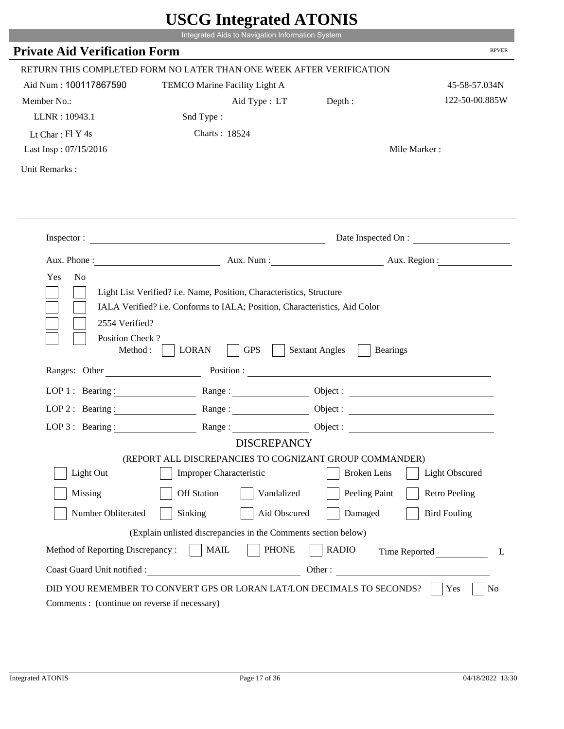# USCG Integrated ATONIS

Integrated Aids to Navigation Information System

## Private Aid Verification Form

RPVER

RETURN THIS COMPLETED FORM NO LATER THAN ONE WEEK AFTER VERIFICATION

Aid Num : 100117867590 TEMCO Marine Facility Light A 45-58-57.034N

Member No.: Aid Type : LT Depth : 122-50-00.885W

LLNR : 10943.1 Snd Type :

Lt Char : Fl Y 4s Charts : 18524

Last Insp : 07/15/2016 Mile Marker :

Unit Remarks :

Inspector : Date Inspected On :

Aux. Phone : Aux. Num : Aux. Region :

Yes No

- Light List Verified? i.e. Name, Position, Characteristics, Structure
- IALA Verified? i.e. Conforms to IALA; Position, Characteristics, Aid Color
- 2554 Verified?
- Position Check ?

Method : LORAN GPS Sextant Angles Bearings

Ranges: Other Position :

LOP 1 : Bearing : Range : Object :

LOP 2 : Bearing : Range : Object :

LOP 3 : Bearing : Range : Object :

DISCREPANCY

(REPORT ALL DISCREPANCIES TO COGNIZANT GROUP COMMANDER)

| | | | | |
|---|---|---|---|---|
| Light Out | Improper Characteristic | | Broken Lens | Light Obscured |
| Missing | Off Station | Vandalized | Peeling Paint | Retro Peeling |
| Number Obliterated | Sinking | Aid Obscured | Damaged | Bird Fouling |

(Explain unlisted discrepancies in the Comments section below)

Method of Reporting Discrepancy : MAIL PHONE RADIO Time Reported L

Coast Guard Unit notified : Other :

DID YOU REMEMBER TO CONVERT GPS OR LORAN LAT/LON DECIMALS TO SECONDS? Yes No

Comments : (continue on reverse if necessary)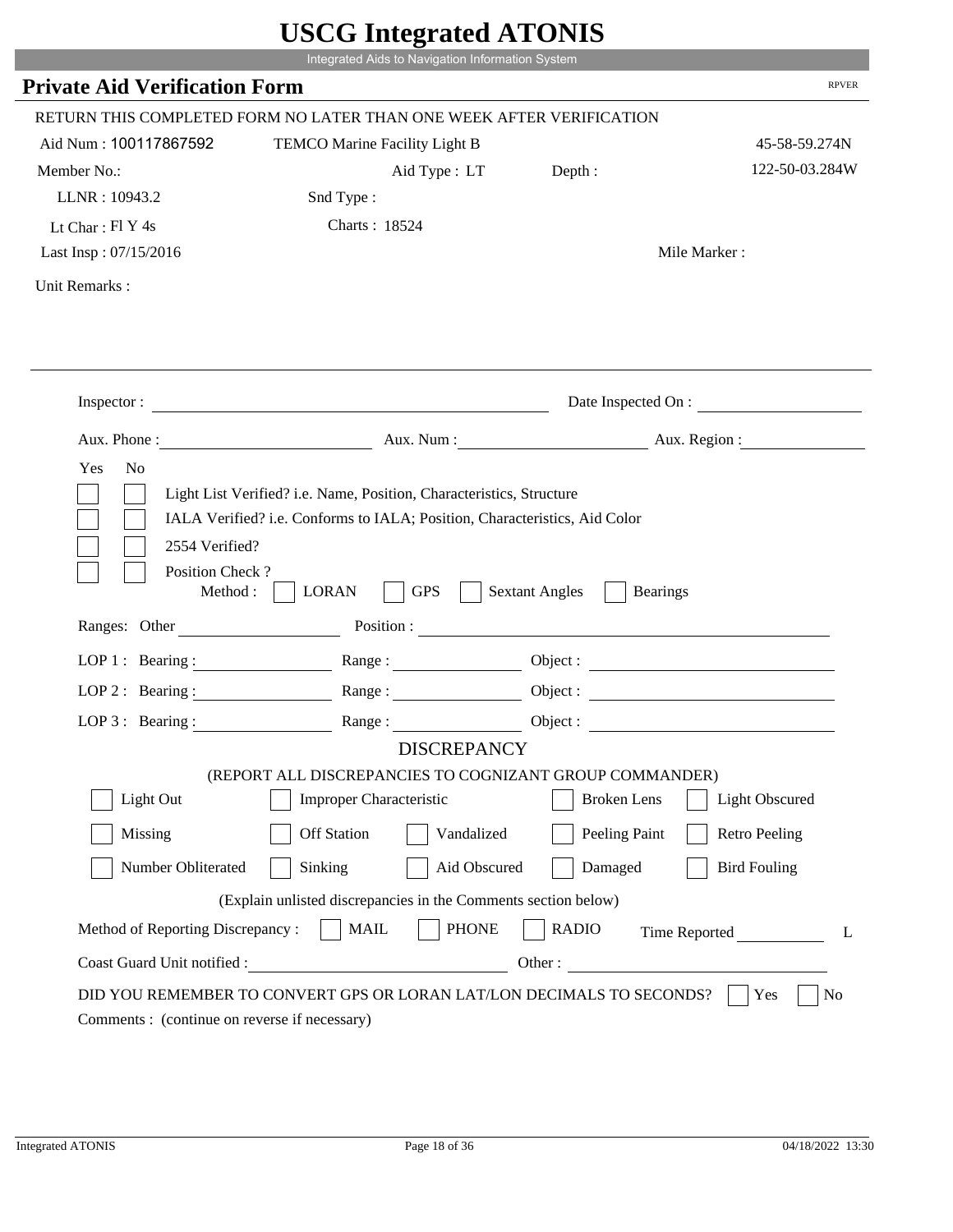# USCG Integrated ATONIS

Integrated Aids to Navigation Information System

## Private Aid Verification Form

RPVER

RETURN THIS COMPLETED FORM NO LATER THAN ONE WEEK AFTER VERIFICATION

Aid Num : 100117867592 TEMCO Marine Facility Light B 45-58-59.274N

Member No.: Aid Type : LT Depth : 122-50-03.284W

LLNR : 10943.2 Snd Type :

Lt Char : Fl Y 4s Charts : 18524

Last Insp : 07/15/2016 Mile Marker :

Unit Remarks :

Inspector : Date Inspected On :

Aux. Phone : Aux. Num : Aux. Region :

Yes No

- Light List Verified? i.e. Name, Position, Characteristics, Structure
- IALA Verified? i.e. Conforms to IALA; Position, Characteristics, Aid Color
- 2554 Verified?
- Position Check ?

Method : LORAN GPS Sextant Angles Bearings

Ranges: Other Position :

LOP 1 : Bearing : Range : Object :

LOP 2 : Bearing : Range : Object :

LOP 3 : Bearing : Range : Object :

### DISCREPANCY

(REPORT ALL DISCREPANCIES TO COGNIZANT GROUP COMMANDER)

| | | | | |
|---|---|---|---|---|
| Light Out | Improper Characteristic | | Broken Lens | Light Obscured |
| Missing | Off Station | Vandalized | Peeling Paint | Retro Peeling |
| Number Obliterated | Sinking | Aid Obscured | Damaged | Bird Fouling |

(Explain unlisted discrepancies in the Comments section below)

Method of Reporting Discrepancy : MAIL PHONE RADIO Time Reported L

Coast Guard Unit notified : Other :

DID YOU REMEMBER TO CONVERT GPS OR LORAN LAT/LON DECIMALS TO SECONDS? Yes No

Comments : (continue on reverse if necessary)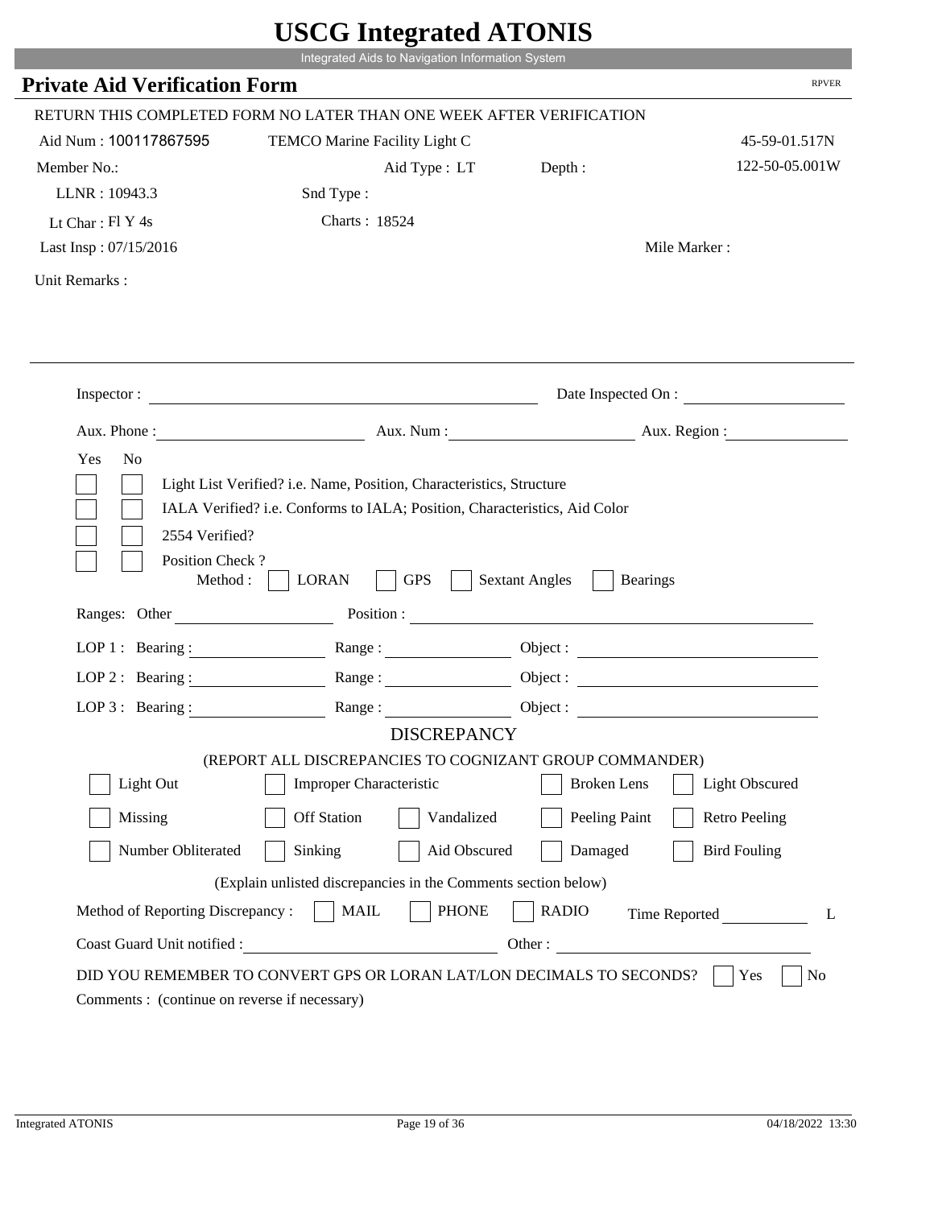# USCG Integrated ATONIS

Integrated Aids to Navigation Information System

## Private Aid Verification Form

RPVER

RETURN THIS COMPLETED FORM NO LATER THAN ONE WEEK AFTER VERIFICATION

Aid Num : 100117867595 TEMCO Marine Facility Light C 45-59-01.517N

Member No.: Aid Type : LT Depth : 122-50-05.001W

LLNR : 10943.3 Snd Type :

Lt Char : Fl Y 4s Charts : 18524

Last Insp : 07/15/2016 Mile Marker :

Unit Remarks :

---

Inspector : Date Inspected On :

Aux. Phone : Aux. Num : Aux. Region :

Yes No

- [ ] [ ] Light List Verified? i.e. Name, Position, Characteristics, Structure
- [ ] [ ] IALA Verified? i.e. Conforms to IALA; Position, Characteristics, Aid Color
- [ ] [ ] 2554 Verified?
- [ ] [ ] Position Check ?

Method : [ ] LORAN [ ] GPS [ ] Sextant Angles [ ] Bearings

Ranges: Other Position :

LOP 1 : Bearing : Range : Object :

LOP 2 : Bearing : Range : Object :

LOP 3 : Bearing : Range : Object :

### DISCREPANCY

(REPORT ALL DISCREPANCIES TO COGNIZANT GROUP COMMANDER)

- [ ] Light Out
- [ ] Improper Characteristic
- [ ] Broken Lens
- [ ] Light Obscured
- [ ] Missing
- [ ] Off Station
- [ ] Vandalized
- [ ] Peeling Paint
- [ ] Retro Peeling
- [ ] Number Obliterated
- [ ] Sinking
- [ ] Aid Obscured
- [ ] Damaged
- [ ] Bird Fouling

(Explain unlisted discrepancies in the Comments section below)

Method of Reporting Discrepancy : [ ] MAIL [ ] PHONE [ ] RADIO Time Reported L

Coast Guard Unit notified : Other :

DID YOU REMEMBER TO CONVERT GPS OR LORAN LAT/LON DECIMALS TO SECONDS? [ ] Yes [ ] No

Comments : (continue on reverse if necessary)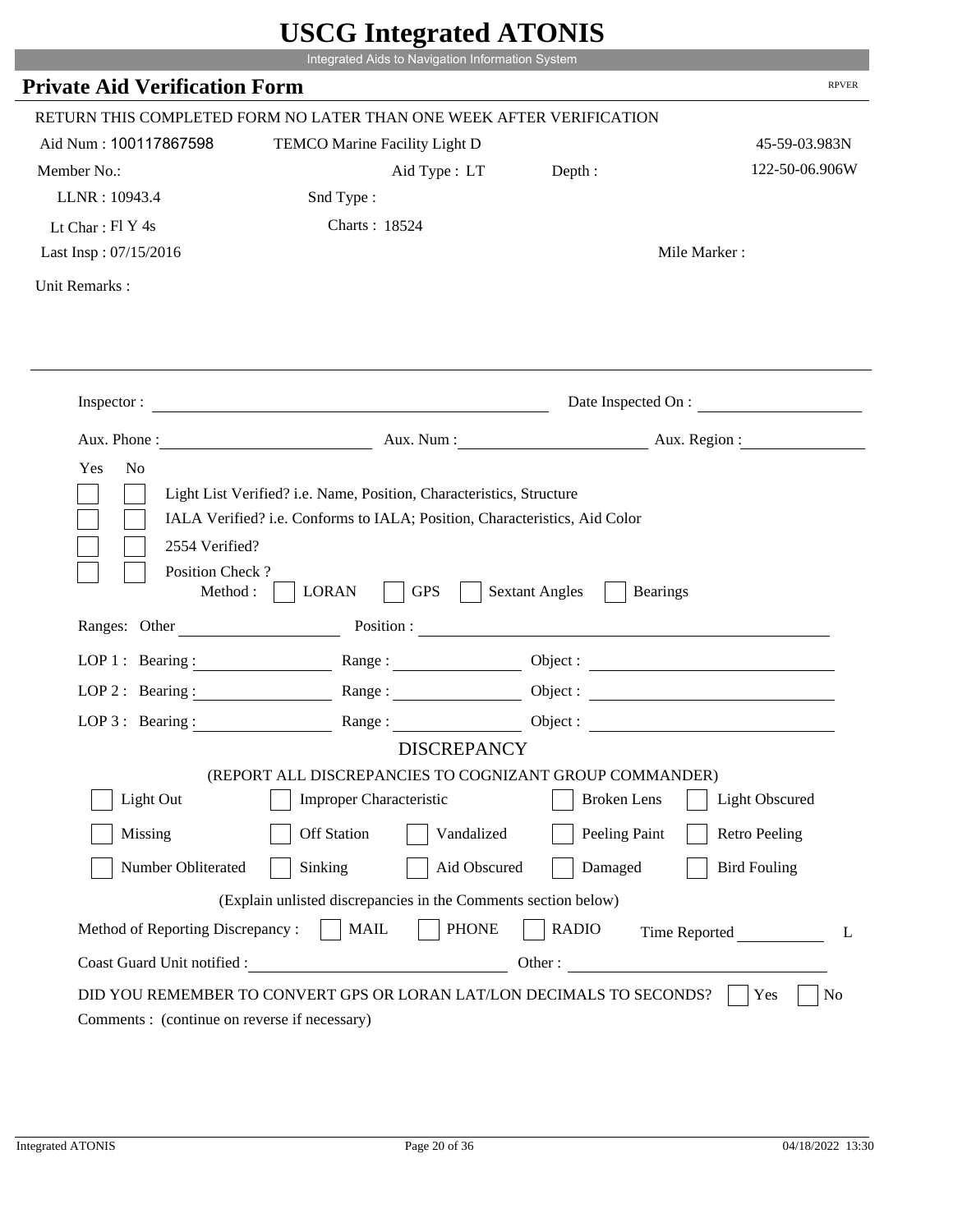# USCG Integrated ATONIS

Integrated Aids to Navigation Information System

## Private Aid Verification Form

RPVER

RETURN THIS COMPLETED FORM NO LATER THAN ONE WEEK AFTER VERIFICATION

Aid Num : 100117867598    TEMCO Marine Facility Light D    45-59-03.983N

Member No.:    Aid Type : LT    Depth :    122-50-06.906W

LLNR : 10943.4    Snd Type :

Lt Char : Fl Y 4s    Charts : 18524

Last Insp : 07/15/2016    Mile Marker :

Unit Remarks :

Inspector : ______________________    Date Inspected On : ______________

Aux. Phone : ______________    Aux. Num : ______________    Aux. Region : ______________

| Yes | No | |
|---|---|---|
| ☐ | ☐ | Light List Verified? i.e. Name, Position, Characteristics, Structure |
| ☐ | ☐ | IALA Verified? i.e. Conforms to IALA; Position, Characteristics, Aid Color |
| ☐ | ☐ | 2554 Verified? |
| ☐ | ☐ | Position Check ? |

Method : ☐ LORAN ☐ GPS ☐ Sextant Angles ☐ Bearings

Ranges: Other ______________    Position : ______________________

LOP 1 : Bearing : ______________    Range : ______________    Object : ______________

LOP 2 : Bearing : ______________    Range : ______________    Object : ______________

LOP 3 : Bearing : ______________    Range : ______________    Object : ______________

### DISCREPANCY

(REPORT ALL DISCREPANCIES TO COGNIZANT GROUP COMMANDER)

| | | | | |
|---|---|---|---|---|
| ☐ Light Out | ☐ Improper Characteristic | | ☐ Broken Lens | ☐ Light Obscured |
| ☐ Missing | ☐ Off Station | ☐ Vandalized | ☐ Peeling Paint | ☐ Retro Peeling |
| ☐ Number Obliterated | ☐ Sinking | ☐ Aid Obscured | ☐ Damaged | ☐ Bird Fouling |

(Explain unlisted discrepancies in the Comments section below)

Method of Reporting Discrepancy : ☐ MAIL ☐ PHONE ☐ RADIO    Time Reported ______________ L

Coast Guard Unit notified : ______________________    Other : ______________________

DID YOU REMEMBER TO CONVERT GPS OR LORAN LAT/LON DECIMALS TO SECONDS? ☐ Yes ☐ No

Comments : (continue on reverse if necessary)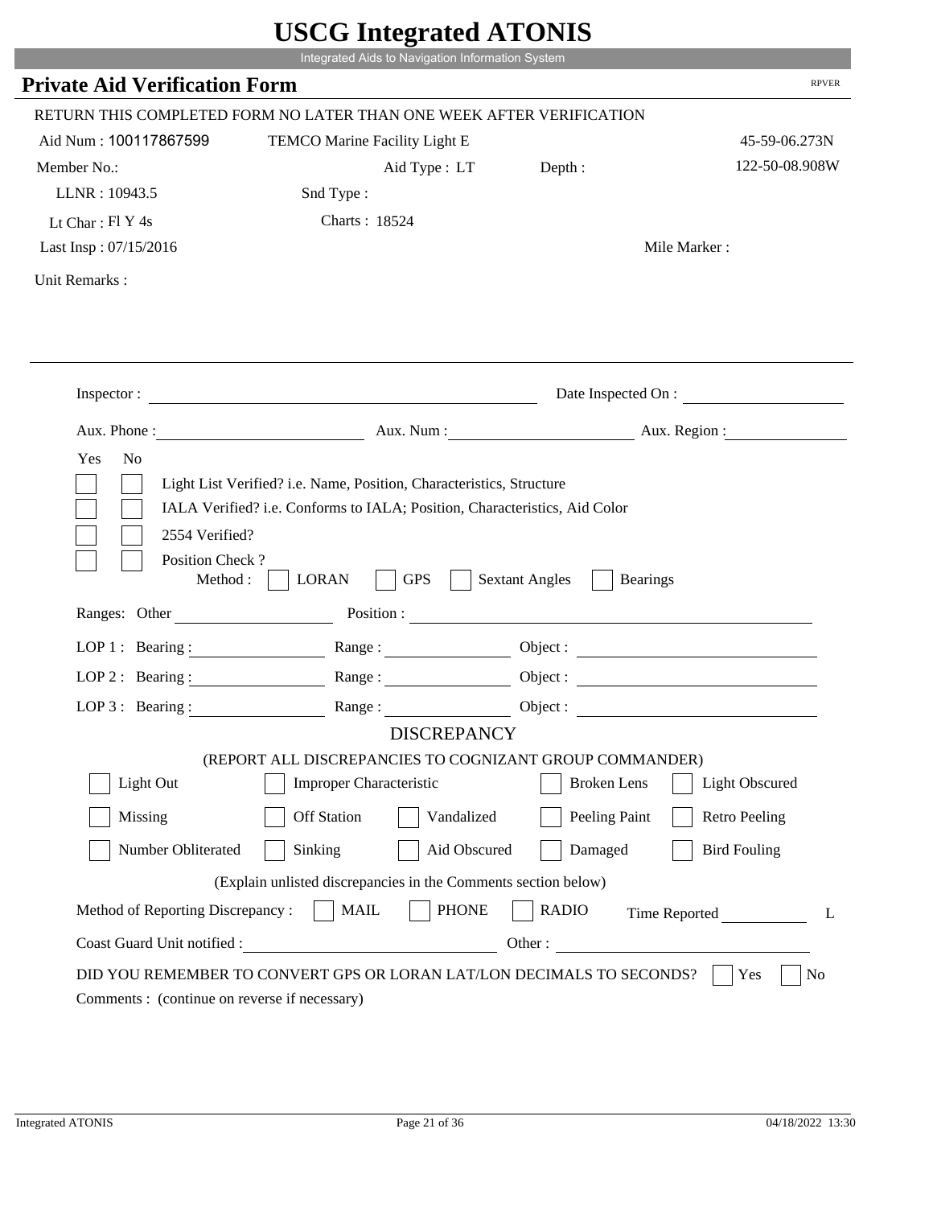# USCG Integrated ATONIS

Integrated Aids to Navigation Information System

## Private Aid Verification Form

RPVER

RETURN THIS COMPLETED FORM NO LATER THAN ONE WEEK AFTER VERIFICATION

Aid Num : 100117867599 TEMCO Marine Facility Light E 45-59-06.273N

Member No.: Aid Type : LT Depth : 122-50-08.908W

LLNR : 10943.5 Snd Type :

Lt Char : Fl Y 4s Charts : 18524

Last Insp : 07/15/2016 Mile Marker :

Unit Remarks :

Inspector : Date Inspected On :

Aux. Phone : Aux. Num : Aux. Region :

Yes No

- [ ] [ ] Light List Verified? i.e. Name, Position, Characteristics, Structure
- [ ] [ ] IALA Verified? i.e. Conforms to IALA; Position, Characteristics, Aid Color
- [ ] [ ] 2554 Verified?
- [ ] [ ] Position Check ?

Method : [ ] LORAN [ ] GPS [ ] Sextant Angles [ ] Bearings

Ranges: Other Position :

LOP 1 : Bearing : Range : Object :

LOP 2 : Bearing : Range : Object :

LOP 3 : Bearing : Range : Object :

### DISCREPANCY

(REPORT ALL DISCREPANCIES TO COGNIZANT GROUP COMMANDER)

- [ ] Light Out
- [ ] Improper Characteristic
- [ ] Broken Lens
- [ ] Light Obscured
- [ ] Missing
- [ ] Off Station
- [ ] Vandalized
- [ ] Peeling Paint
- [ ] Retro Peeling
- [ ] Number Obliterated
- [ ] Sinking
- [ ] Aid Obscured
- [ ] Damaged
- [ ] Bird Fouling

(Explain unlisted discrepancies in the Comments section below)

Method of Reporting Discrepancy : [ ] MAIL [ ] PHONE [ ] RADIO Time Reported L

Coast Guard Unit notified : Other :

DID YOU REMEMBER TO CONVERT GPS OR LORAN LAT/LON DECIMALS TO SECONDS? [ ] Yes [ ] No

Comments : (continue on reverse if necessary)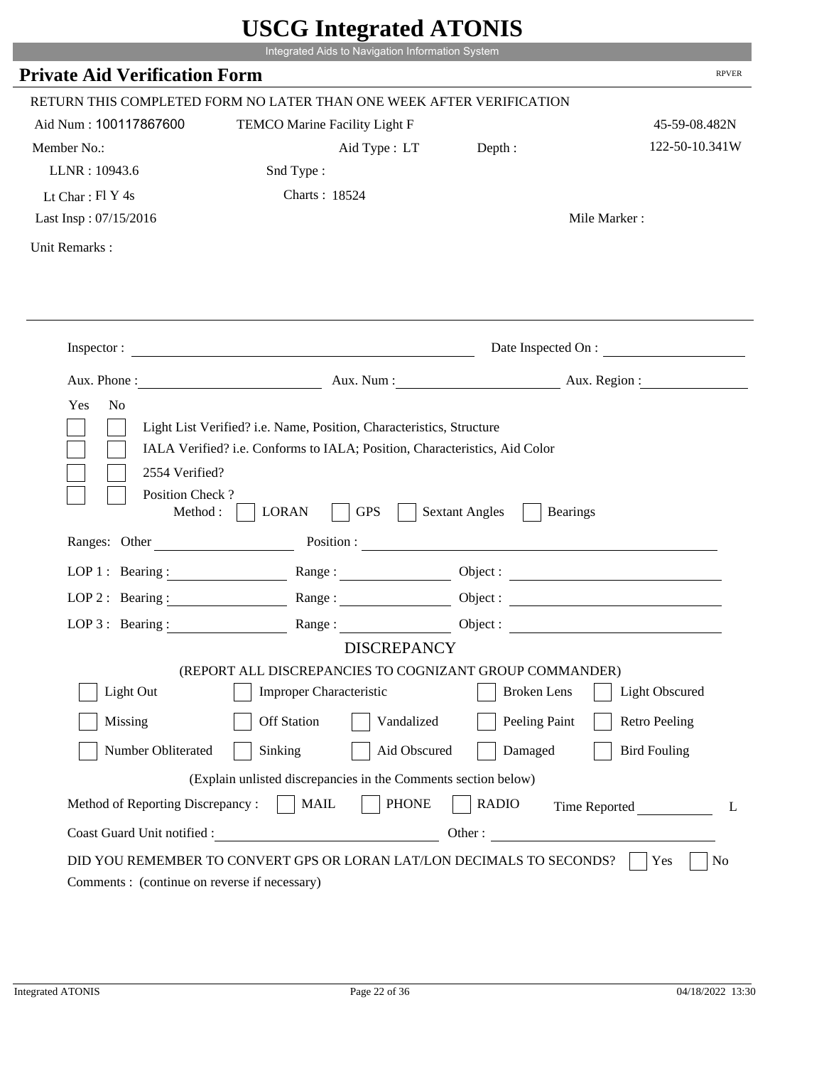# USCG Integrated ATONIS

Integrated Aids to Navigation Information System

## Private Aid Verification Form

RPVER

RETURN THIS COMPLETED FORM NO LATER THAN ONE WEEK AFTER VERIFICATION

Aid Num : 100117867600 TEMCO Marine Facility Light F 45-59-08.482N

Member No.: Aid Type : LT Depth : 122-50-10.341W

LLNR : 10943.6 Snd Type :

Lt Char : Fl Y 4s Charts : 18524

Last Insp : 07/15/2016 Mile Marker :

Unit Remarks :

Inspector : Date Inspected On :

Aux. Phone : Aux. Num : Aux. Region :

Yes No

- Light List Verified? i.e. Name, Position, Characteristics, Structure
- IALA Verified? i.e. Conforms to IALA; Position, Characteristics, Aid Color
- 2554 Verified?
- Position Check ?
  Method : LORAN GPS Sextant Angles Bearings

Ranges: Other Position :

LOP 1 : Bearing : Range : Object :

LOP 2 : Bearing : Range : Object :

LOP 3 : Bearing : Range : Object :

### DISCREPANCY

(REPORT ALL DISCREPANCIES TO COGNIZANT GROUP COMMANDER)

| | | | | |
|---|---|---|---|---|
| Light Out | Improper Characteristic | | Broken Lens | Light Obscured |
| Missing | Off Station | Vandalized | Peeling Paint | Retro Peeling |
| Number Obliterated | Sinking | Aid Obscured | Damaged | Bird Fouling |

(Explain unlisted discrepancies in the Comments section below)

Method of Reporting Discrepancy : MAIL PHONE RADIO Time Reported L

Coast Guard Unit notified : Other :

DID YOU REMEMBER TO CONVERT GPS OR LORAN LAT/LON DECIMALS TO SECONDS? Yes No

Comments : (continue on reverse if necessary)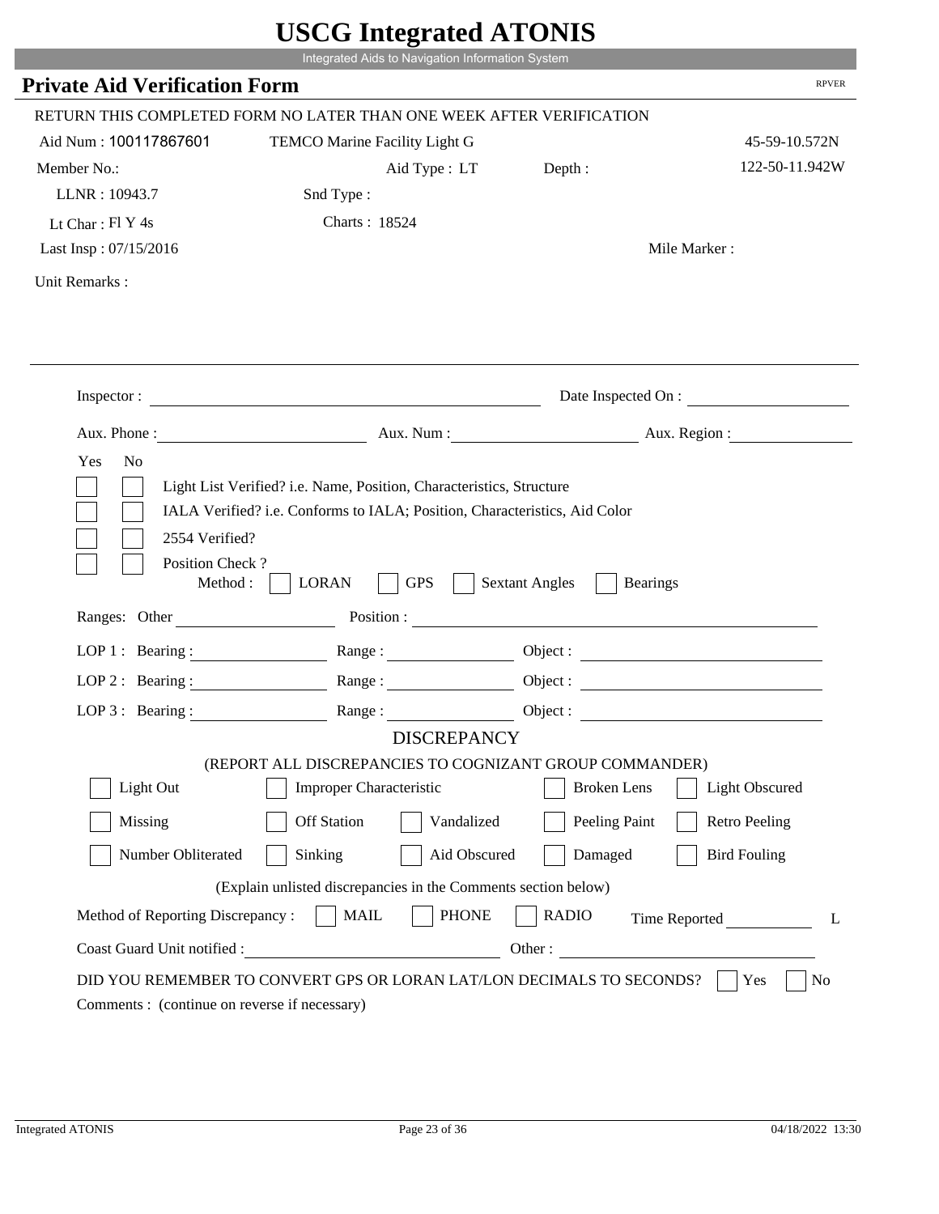# USCG Integrated ATONIS

Integrated Aids to Navigation Information System

## Private Aid Verification Form

RPVER

RETURN THIS COMPLETED FORM NO LATER THAN ONE WEEK AFTER VERIFICATION

Aid Num : 100117867601 TEMCO Marine Facility Light G 45-59-10.572N

Member No.: Aid Type : LT Depth : 122-50-11.942W

LLNR : 10943.7 Snd Type :

Lt Char : Fl Y 4s Charts : 18524

Last Insp : 07/15/2016 Mile Marker :

Unit Remarks :

Inspector : Date Inspected On :

Aux. Phone : Aux. Num : Aux. Region :

Yes No

- Light List Verified? i.e. Name, Position, Characteristics, Structure
- IALA Verified? i.e. Conforms to IALA; Position, Characteristics, Aid Color
- 2554 Verified?
- Position Check ?

Method : LORAN GPS Sextant Angles Bearings

Ranges: Other Position :

LOP 1 : Bearing : Range : Object :

LOP 2 : Bearing : Range : Object :

LOP 3 : Bearing : Range : Object :

### DISCREPANCY

(REPORT ALL DISCREPANCIES TO COGNIZANT GROUP COMMANDER)

| | | | | |
|---|---|---|---|---|
| Light Out | Improper Characteristic | | Broken Lens | Light Obscured |
| Missing | Off Station | Vandalized | Peeling Paint | Retro Peeling |
| Number Obliterated | Sinking | Aid Obscured | Damaged | Bird Fouling |

(Explain unlisted discrepancies in the Comments section below)

Method of Reporting Discrepancy : MAIL PHONE RADIO Time Reported L

Coast Guard Unit notified : Other :

DID YOU REMEMBER TO CONVERT GPS OR LORAN LAT/LON DECIMALS TO SECONDS? Yes No

Comments : (continue on reverse if necessary)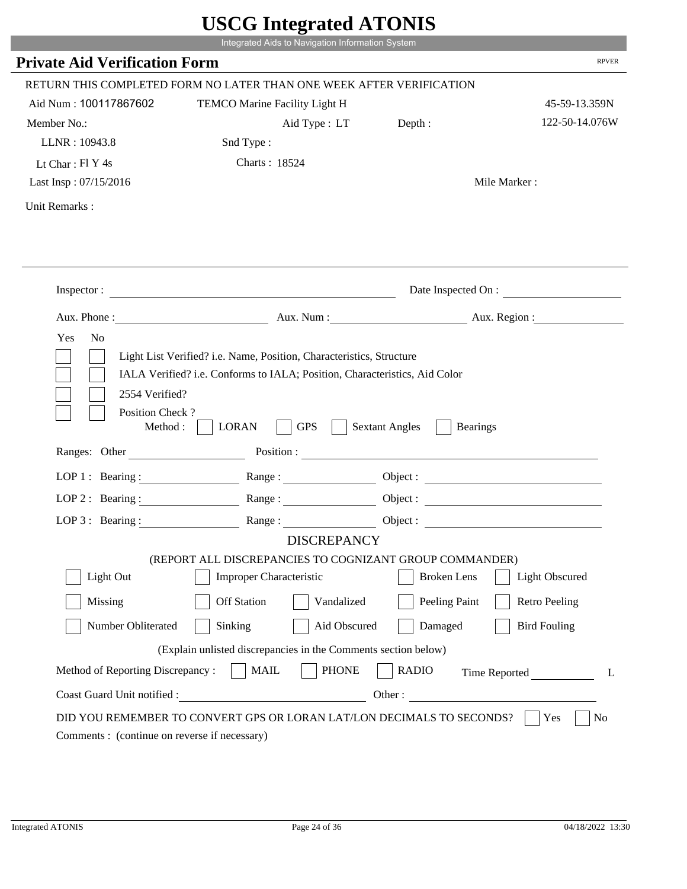# USCG Integrated ATONIS

Integrated Aids to Navigation Information System

## Private Aid Verification Form

RPVER

RETURN THIS COMPLETED FORM NO LATER THAN ONE WEEK AFTER VERIFICATION

Aid Num : 100117867602 TEMCO Marine Facility Light H 45-59-13.359N

Member No.: Aid Type : LT Depth : 122-50-14.076W

LLNR : 10943.8 Snd Type :

Lt Char : Fl Y 4s Charts : 18524

Last Insp : 07/15/2016 Mile Marker :

Unit Remarks :

Inspector : Date Inspected On :

Aux. Phone : Aux. Num : Aux. Region :

Yes No

- [ ] [ ] Light List Verified? i.e. Name, Position, Characteristics, Structure
- [ ] [ ] IALA Verified? i.e. Conforms to IALA; Position, Characteristics, Aid Color
- [ ] [ ] 2554 Verified?
- [ ] [ ] Position Check ?

Method : [ ] LORAN [ ] GPS [ ] Sextant Angles [ ] Bearings

Ranges: Other Position :

LOP 1 : Bearing : Range : Object :

LOP 2 : Bearing : Range : Object :

LOP 3 : Bearing : Range : Object :

### DISCREPANCY

(REPORT ALL DISCREPANCIES TO COGNIZANT GROUP COMMANDER)

- [ ] Light Out
- [ ] Improper Characteristic
- [ ] Broken Lens
- [ ] Light Obscured
- [ ] Missing
- [ ] Off Station
- [ ] Vandalized
- [ ] Peeling Paint
- [ ] Retro Peeling
- [ ] Number Obliterated
- [ ] Sinking
- [ ] Aid Obscured
- [ ] Damaged
- [ ] Bird Fouling

(Explain unlisted discrepancies in the Comments section below)

Method of Reporting Discrepancy : [ ] MAIL [ ] PHONE [ ] RADIO Time Reported L

Coast Guard Unit notified : Other :

DID YOU REMEMBER TO CONVERT GPS OR LORAN LAT/LON DECIMALS TO SECONDS? [ ] Yes [ ] No

Comments : (continue on reverse if necessary)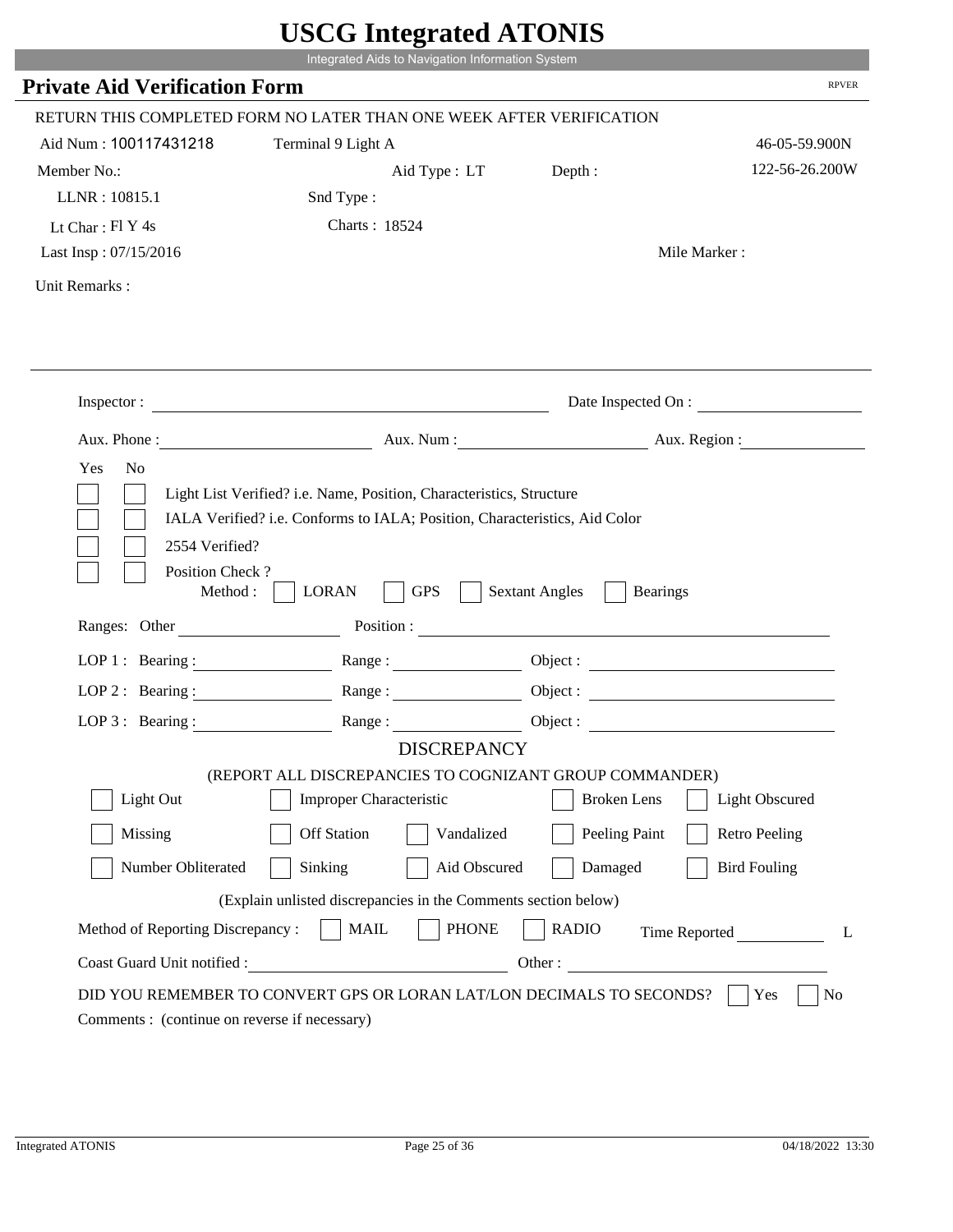# USCG Integrated ATONIS

Integrated Aids to Navigation Information System

## Private Aid Verification Form

RPVER

RETURN THIS COMPLETED FORM NO LATER THAN ONE WEEK AFTER VERIFICATION

Aid Num : 100117431218    Terminal 9 Light A    46-05-59.900N

Member No.:    Aid Type : LT    Depth :    122-56-26.200W

LLNR : 10815.1    Snd Type :

Lt Char : Fl Y 4s    Charts : 18524

Last Insp : 07/15/2016    Mile Marker :

Unit Remarks :

Inspector : ______________________    Date Inspected On : ______________

Aux. Phone : ______________    Aux. Num : ______________    Aux. Region : ______________

Yes  No

- [ ] [ ] Light List Verified? i.e. Name, Position, Characteristics, Structure
- [ ] [ ] IALA Verified? i.e. Conforms to IALA; Position, Characteristics, Aid Color
- [ ] [ ] 2554 Verified?
- [ ] [ ] Position Check ?

Method : [ ] LORAN [ ] GPS [ ] Sextant Angles [ ] Bearings

Ranges: Other ______________    Position : ______________________

LOP 1 : Bearing : ______________    Range : ______________    Object : ______________

LOP 2 : Bearing : ______________    Range : ______________    Object : ______________

LOP 3 : Bearing : ______________    Range : ______________    Object : ______________

### DISCREPANCY

(REPORT ALL DISCREPANCIES TO COGNIZANT GROUP COMMANDER)

- [ ] Light Out
- [ ] Improper Characteristic
- [ ] Broken Lens
- [ ] Light Obscured
- [ ] Missing
- [ ] Off Station
- [ ] Vandalized
- [ ] Peeling Paint
- [ ] Retro Peeling
- [ ] Number Obliterated
- [ ] Sinking
- [ ] Aid Obscured
- [ ] Damaged
- [ ] Bird Fouling

(Explain unlisted discrepancies in the Comments section below)

Method of Reporting Discrepancy : [ ] MAIL [ ] PHONE [ ] RADIO    Time Reported ______________ L

Coast Guard Unit notified : ______________________    Other : ______________________

DID YOU REMEMBER TO CONVERT GPS OR LORAN LAT/LON DECIMALS TO SECONDS? [ ] Yes [ ] No

Comments : (continue on reverse if necessary)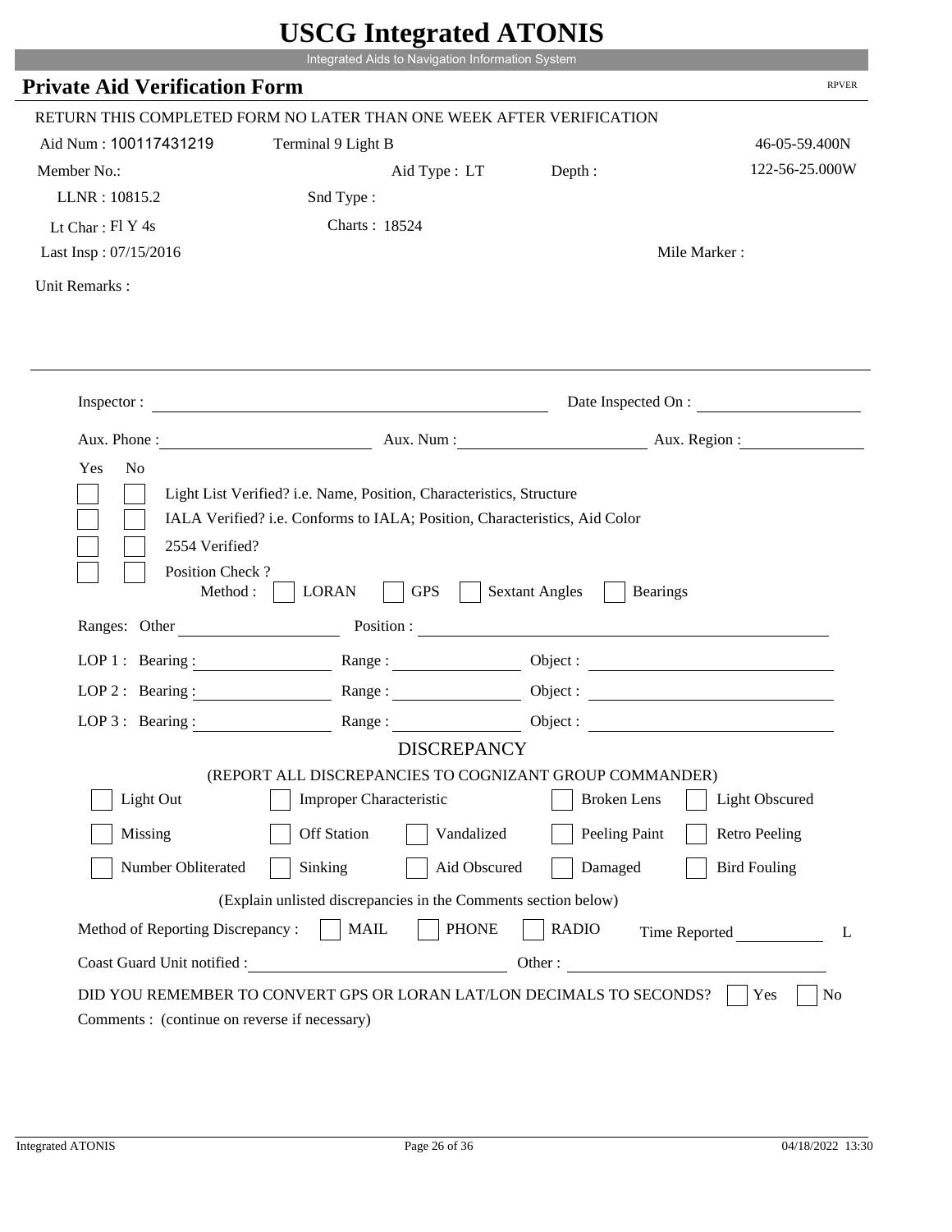# USCG Integrated ATONIS

Integrated Aids to Navigation Information System

## Private Aid Verification Form

RPVER

RETURN THIS COMPLETED FORM NO LATER THAN ONE WEEK AFTER VERIFICATION

Aid Num : 100117431219 Terminal 9 Light B 46-05-59.400N

Member No.: Aid Type : LT Depth : 122-56-25.000W

LLNR : 10815.2 Snd Type :

Lt Char : Fl Y 4s Charts : 18524

Last Insp : 07/15/2016 Mile Marker :

Unit Remarks :

Inspector : Date Inspected On :

Aux. Phone : Aux. Num : Aux. Region :

Yes No

- [ ] [ ] Light List Verified? i.e. Name, Position, Characteristics, Structure
- [ ] [ ] IALA Verified? i.e. Conforms to IALA; Position, Characteristics, Aid Color
- [ ] [ ] 2554 Verified?
- [ ] [ ] Position Check ?

Method : [ ] LORAN [ ] GPS [ ] Sextant Angles [ ] Bearings

Ranges: Other Position :

LOP 1 : Bearing : Range : Object :

LOP 2 : Bearing : Range : Object :

LOP 3 : Bearing : Range : Object :

### DISCREPANCY

(REPORT ALL DISCREPANCIES TO COGNIZANT GROUP COMMANDER)

| | | | | |
|---|---|---|---|---|
| [ ] Light Out | [ ] Improper Characteristic | | [ ] Broken Lens | [ ] Light Obscured |
| [ ] Missing | [ ] Off Station | [ ] Vandalized | [ ] Peeling Paint | [ ] Retro Peeling |
| [ ] Number Obliterated | [ ] Sinking | [ ] Aid Obscured | [ ] Damaged | [ ] Bird Fouling |

(Explain unlisted discrepancies in the Comments section below)

Method of Reporting Discrepancy : [ ] MAIL [ ] PHONE [ ] RADIO Time Reported L

Coast Guard Unit notified : Other :

DID YOU REMEMBER TO CONVERT GPS OR LORAN LAT/LON DECIMALS TO SECONDS? [ ] Yes [ ] No

Comments : (continue on reverse if necessary)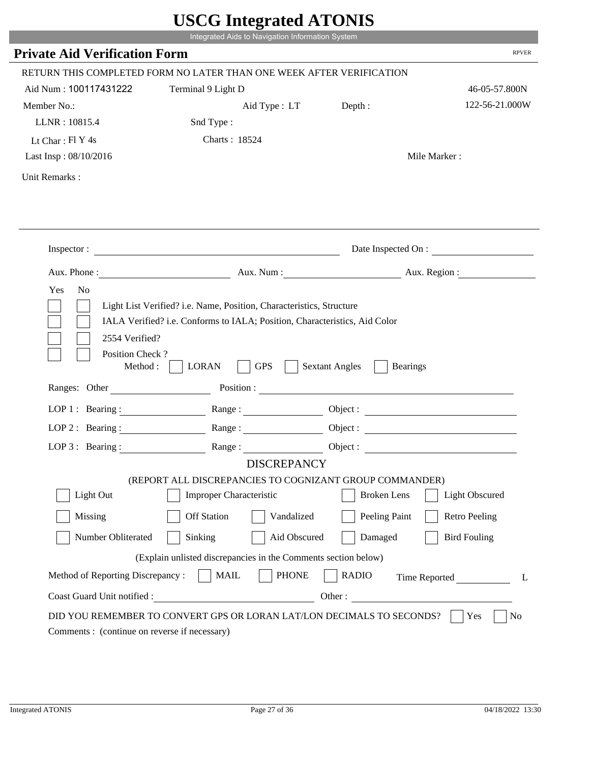# USCG Integrated ATONIS

Integrated Aids to Navigation Information System

## Private Aid Verification Form

RPVER

RETURN THIS COMPLETED FORM NO LATER THAN ONE WEEK AFTER VERIFICATION

Aid Num : 100117431222 Terminal 9 Light D 46-05-57.800N

Member No.: Aid Type : LT Depth : 122-56-21.000W

LLNR : 10815.4 Snd Type :

Lt Char : Fl Y 4s Charts : 18524

Last Insp : 08/10/2016 Mile Marker :

Unit Remarks :

---

Inspector : Date Inspected On :

Aux. Phone : Aux. Num : Aux. Region :

Yes No

- [ ] [ ] Light List Verified? i.e. Name, Position, Characteristics, Structure
- [ ] [ ] IALA Verified? i.e. Conforms to IALA; Position, Characteristics, Aid Color
- [ ] [ ] 2554 Verified?
- [ ] [ ] Position Check ?

Method : [ ] LORAN [ ] GPS [ ] Sextant Angles [ ] Bearings

Ranges: Other Position :

LOP 1 : Bearing : Range : Object :

LOP 2 : Bearing : Range : Object :

LOP 3 : Bearing : Range : Object :

### DISCREPANCY

(REPORT ALL DISCREPANCIES TO COGNIZANT GROUP COMMANDER)

- [ ] Light Out [ ] Improper Characteristic [ ] Broken Lens [ ] Light Obscured
- [ ] Missing [ ] Off Station [ ] Vandalized [ ] Peeling Paint [ ] Retro Peeling
- [ ] Number Obliterated [ ] Sinking [ ] Aid Obscured [ ] Damaged [ ] Bird Fouling

(Explain unlisted discrepancies in the Comments section below)

Method of Reporting Discrepancy : [ ] MAIL [ ] PHONE [ ] RADIO Time Reported L

Coast Guard Unit notified : Other :

DID YOU REMEMBER TO CONVERT GPS OR LORAN LAT/LON DECIMALS TO SECONDS? [ ] Yes [ ] No

Comments : (continue on reverse if necessary)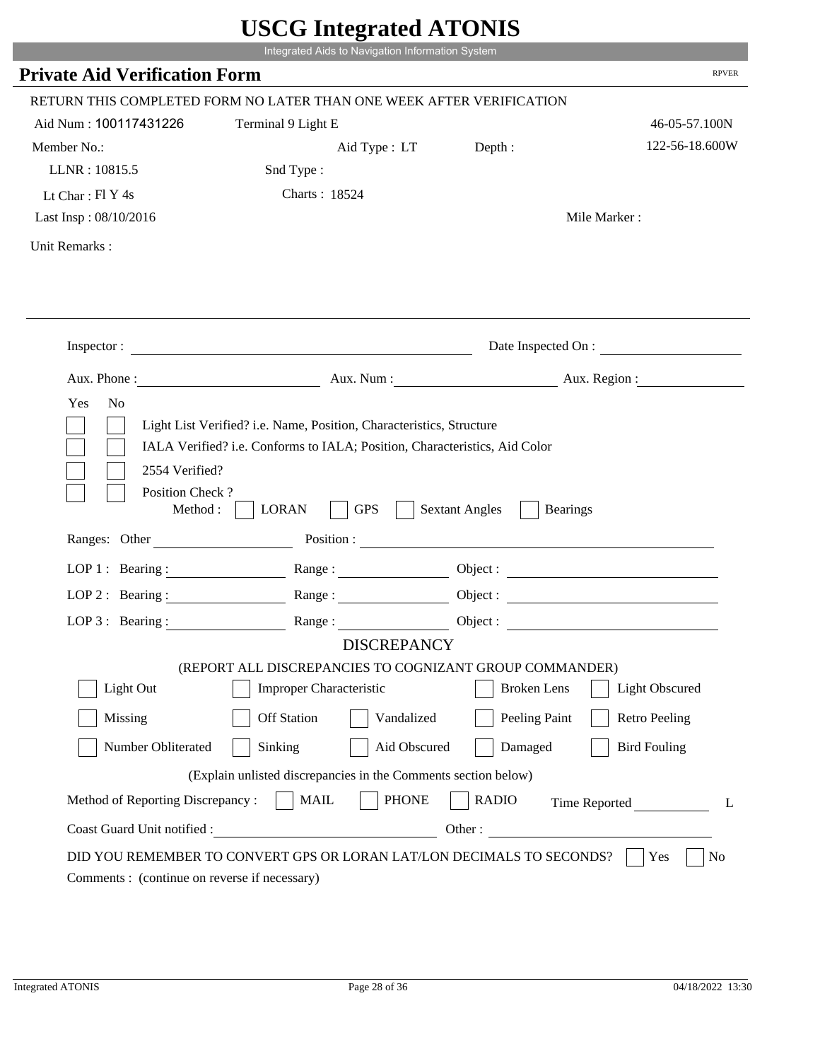# USCG Integrated ATONIS

Integrated Aids to Navigation Information System

## Private Aid Verification Form

RPVER

RETURN THIS COMPLETED FORM NO LATER THAN ONE WEEK AFTER VERIFICATION

Aid Num : 100117431226 Terminal 9 Light E 46-05-57.100N

Member No.: Aid Type : LT Depth : 122-56-18.600W

LLNR : 10815.5 Snd Type :

Lt Char : Fl Y 4s Charts : 18524

Last Insp : 08/10/2016 Mile Marker :

Unit Remarks :

Inspector : Date Inspected On :

Aux. Phone : Aux. Num : Aux. Region :

Yes No

- [ ] [ ] Light List Verified? i.e. Name, Position, Characteristics, Structure
- [ ] [ ] IALA Verified? i.e. Conforms to IALA; Position, Characteristics, Aid Color
- [ ] [ ] 2554 Verified?
- [ ] [ ] Position Check ?

Method : [ ] LORAN [ ] GPS [ ] Sextant Angles [ ] Bearings

Ranges: Other Position :

LOP 1 : Bearing : Range : Object :

LOP 2 : Bearing : Range : Object :

LOP 3 : Bearing : Range : Object :

DISCREPANCY

(REPORT ALL DISCREPANCIES TO COGNIZANT GROUP COMMANDER)

- [ ] Light Out [ ] Improper Characteristic [ ] Broken Lens [ ] Light Obscured
- [ ] Missing [ ] Off Station [ ] Vandalized [ ] Peeling Paint [ ] Retro Peeling
- [ ] Number Obliterated [ ] Sinking [ ] Aid Obscured [ ] Damaged [ ] Bird Fouling

(Explain unlisted discrepancies in the Comments section below)

Method of Reporting Discrepancy : [ ] MAIL [ ] PHONE [ ] RADIO Time Reported L

Coast Guard Unit notified : Other :

DID YOU REMEMBER TO CONVERT GPS OR LORAN LAT/LON DECIMALS TO SECONDS? [ ] Yes [ ] No

Comments : (continue on reverse if necessary)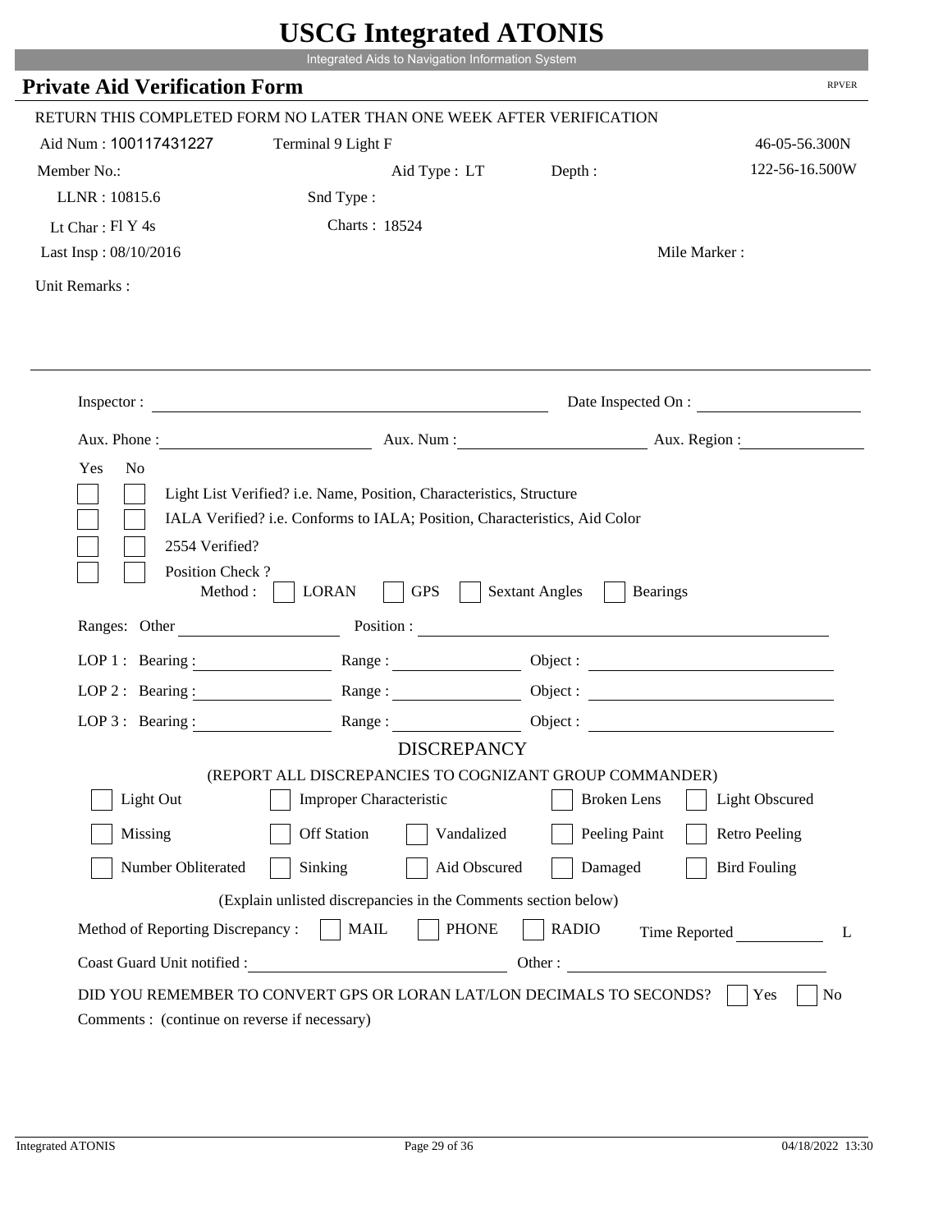# USCG Integrated ATONIS

Integrated Aids to Navigation Information System

## Private Aid Verification Form

RPVER

RETURN THIS COMPLETED FORM NO LATER THAN ONE WEEK AFTER VERIFICATION

Aid Num : 100117431227    Terminal 9 Light F    46-05-56.300N

Member No.:    Aid Type : LT    Depth :    122-56-16.500W

LLNR : 10815.6    Snd Type :

Lt Char : Fl Y 4s    Charts : 18524

Last Insp : 08/10/2016    Mile Marker :

Unit Remarks :

Inspector : ____________________    Date Inspected On : ____________

Aux. Phone : ____________    Aux. Num : ____________    Aux. Region : ____________

Yes  No

- [ ] [ ] Light List Verified? i.e. Name, Position, Characteristics, Structure
- [ ] [ ] IALA Verified? i.e. Conforms to IALA; Position, Characteristics, Aid Color
- [ ] [ ] 2554 Verified?
- [ ] [ ] Position Check ?

Method : [ ] LORAN [ ] GPS [ ] Sextant Angles [ ] Bearings

Ranges: Other ____________    Position : ____________

LOP 1 : Bearing : ____________ Range : ____________ Object : ____________

LOP 2 : Bearing : ____________ Range : ____________ Object : ____________

LOP 3 : Bearing : ____________ Range : ____________ Object : ____________

### DISCREPANCY

(REPORT ALL DISCREPANCIES TO COGNIZANT GROUP COMMANDER)

- [ ] Light Out  [ ] Improper Characteristic  [ ] Broken Lens  [ ] Light Obscured
- [ ] Missing  [ ] Off Station  [ ] Vandalized  [ ] Peeling Paint  [ ] Retro Peeling
- [ ] Number Obliterated  [ ] Sinking  [ ] Aid Obscured  [ ] Damaged  [ ] Bird Fouling

(Explain unlisted discrepancies in the Comments section below)

Method of Reporting Discrepancy : [ ] MAIL [ ] PHONE [ ] RADIO    Time Reported ____________ L

Coast Guard Unit notified : ____________    Other : ____________

DID YOU REMEMBER TO CONVERT GPS OR LORAN LAT/LON DECIMALS TO SECONDS? [ ] Yes [ ] No

Comments : (continue on reverse if necessary)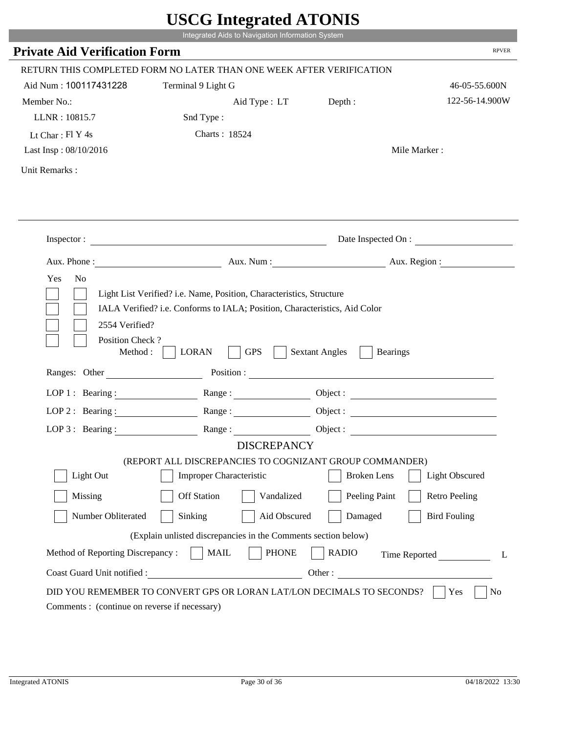# USCG Integrated ATONIS

Integrated Aids to Navigation Information System

## Private Aid Verification Form

RPVER

RETURN THIS COMPLETED FORM NO LATER THAN ONE WEEK AFTER VERIFICATION

Aid Num : 100117431228 &nbsp;&nbsp;&nbsp; Terminal 9 Light G &nbsp;&nbsp;&nbsp; 46-05-55.600N

Member No.: &nbsp;&nbsp;&nbsp; Aid Type : LT &nbsp;&nbsp;&nbsp; Depth : &nbsp;&nbsp;&nbsp; 122-56-14.900W

LLNR : 10815.7 &nbsp;&nbsp;&nbsp; Snd Type :

Lt Char : Fl Y 4s &nbsp;&nbsp;&nbsp; Charts : 18524

Last Insp : 08/10/2016 &nbsp;&nbsp;&nbsp; Mile Marker :

Unit Remarks :

---

Inspector : ______________________ Date Inspected On : ______________

Aux. Phone : ______________ Aux. Num : ______________ Aux. Region : ______________

Yes No

- [ ] [ ] Light List Verified? i.e. Name, Position, Characteristics, Structure
- [ ] [ ] IALA Verified? i.e. Conforms to IALA; Position, Characteristics, Aid Color
- [ ] [ ] 2554 Verified?
- [ ] [ ] Position Check ?

Method : [ ] LORAN [ ] GPS [ ] Sextant Angles [ ] Bearings

Ranges: Other ______________ Position : ______________________________

LOP 1 : Bearing : ____________ Range : ____________ Object : ______________

LOP 2 : Bearing : ____________ Range : ____________ Object : ______________

LOP 3 : Bearing : ____________ Range : ____________ Object : ______________

### DISCREPANCY

(REPORT ALL DISCREPANCIES TO COGNIZANT GROUP COMMANDER)

- [ ] Light Out
- [ ] Improper Characteristic
- [ ] Broken Lens
- [ ] Light Obscured
- [ ] Missing
- [ ] Off Station
- [ ] Vandalized
- [ ] Peeling Paint
- [ ] Retro Peeling
- [ ] Number Obliterated
- [ ] Sinking
- [ ] Aid Obscured
- [ ] Damaged
- [ ] Bird Fouling

(Explain unlisted discrepancies in the Comments section below)

Method of Reporting Discrepancy : [ ] MAIL [ ] PHONE [ ] RADIO &nbsp;&nbsp;&nbsp; Time Reported __________ L

Coast Guard Unit notified : ______________________ Other : ______________________

DID YOU REMEMBER TO CONVERT GPS OR LORAN LAT/LON DECIMALS TO SECONDS? [ ] Yes [ ] No

Comments : (continue on reverse if necessary)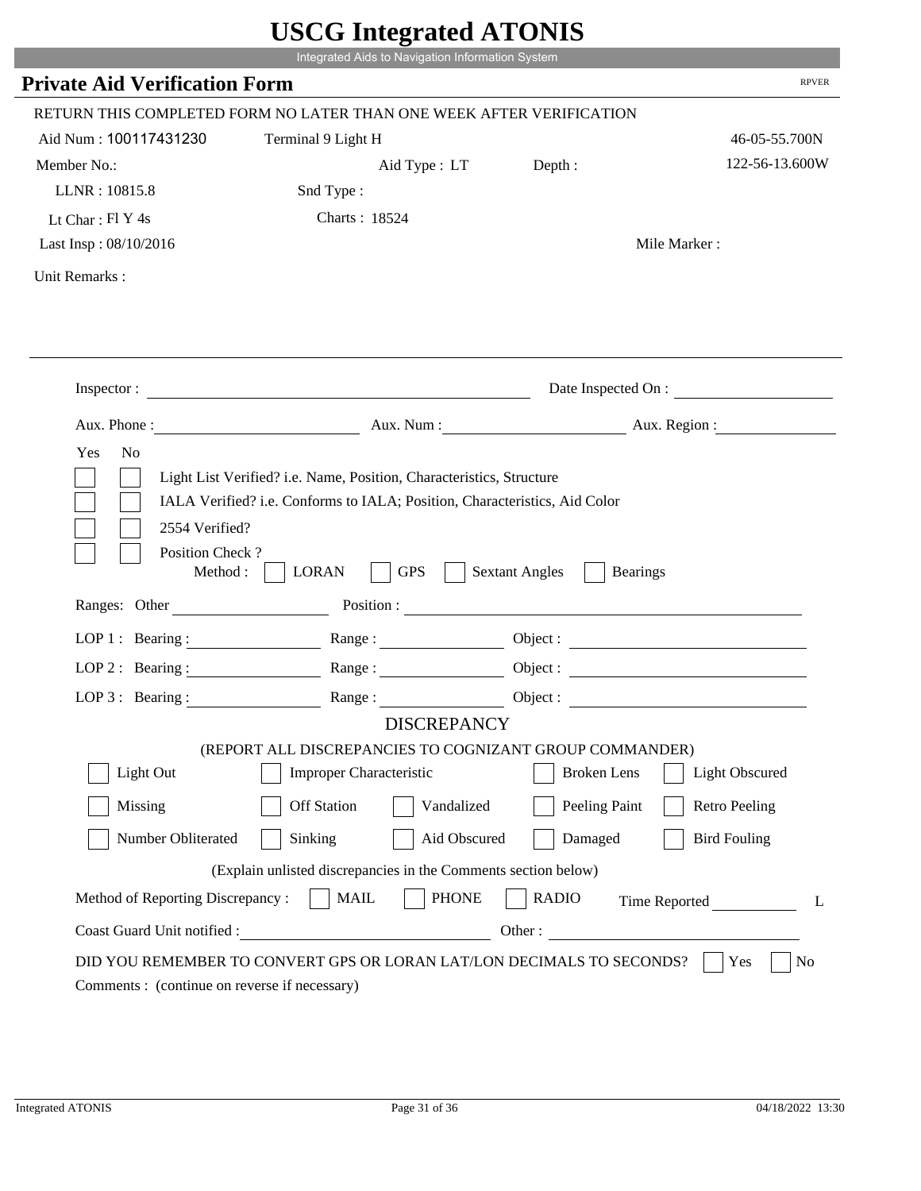# USCG Integrated ATONIS

Integrated Aids to Navigation Information System

## Private Aid Verification Form

RPVER

RETURN THIS COMPLETED FORM NO LATER THAN ONE WEEK AFTER VERIFICATION

Aid Num : 100117431230 Terminal 9 Light H 46-05-55.700N

Member No.: Aid Type : LT Depth : 122-56-13.600W

LLNR : 10815.8 Snd Type :

Lt Char : Fl Y 4s Charts : 18524

Last Insp : 08/10/2016 Mile Marker :

Unit Remarks :

Inspector : Date Inspected On :

Aux. Phone : Aux. Num : Aux. Region :

Yes No

- Light List Verified? i.e. Name, Position, Characteristics, Structure
- IALA Verified? i.e. Conforms to IALA; Position, Characteristics, Aid Color
- 2554 Verified?
- Position Check ?

Method : LORAN GPS Sextant Angles Bearings

Ranges: Other Position :

LOP 1 : Bearing : Range : Object :

LOP 2 : Bearing : Range : Object :

LOP 3 : Bearing : Range : Object :

### DISCREPANCY

(REPORT ALL DISCREPANCIES TO COGNIZANT GROUP COMMANDER)

| | | | | |
|---|---|---|---|---|
| Light Out | Improper Characteristic | | Broken Lens | Light Obscured |
| Missing | Off Station | Vandalized | Peeling Paint | Retro Peeling |
| Number Obliterated | Sinking | Aid Obscured | Damaged | Bird Fouling |

(Explain unlisted discrepancies in the Comments section below)

Method of Reporting Discrepancy : MAIL PHONE RADIO Time Reported L

Coast Guard Unit notified : Other :

DID YOU REMEMBER TO CONVERT GPS OR LORAN LAT/LON DECIMALS TO SECONDS? Yes No

Comments : (continue on reverse if necessary)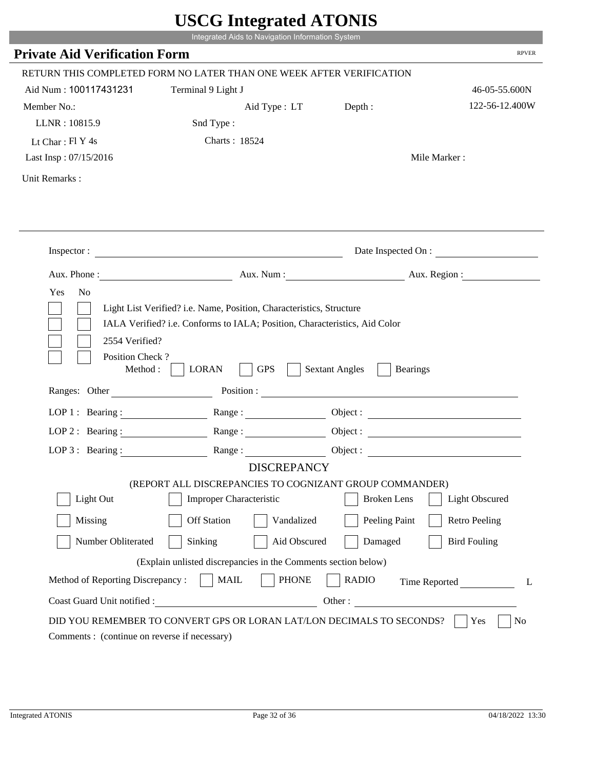# USCG Integrated ATONIS

Integrated Aids to Navigation Information System

## Private Aid Verification Form

RPVER

RETURN THIS COMPLETED FORM NO LATER THAN ONE WEEK AFTER VERIFICATION

Aid Num : 100117431231　　Terminal 9 Light J　　46-05-55.600N

Member No.:　　Aid Type : LT　　Depth :　　122-56-12.400W

LLNR : 10815.9　　Snd Type :

Lt Char : Fl Y 4s　　Charts : 18524

Last Insp : 07/15/2016　　Mile Marker :

Unit Remarks :

Inspector : ________　　Date Inspected On : ________

Aux. Phone : ________　　Aux. Num : ________　　Aux. Region : ________

Yes　No

- [ ] [ ] Light List Verified? i.e. Name, Position, Characteristics, Structure
- [ ] [ ] IALA Verified? i.e. Conforms to IALA; Position, Characteristics, Aid Color
- [ ] [ ] 2554 Verified?
- [ ] [ ] Position Check ?

Method : [ ] LORAN [ ] GPS [ ] Sextant Angles [ ] Bearings

Ranges: Other ________　　Position : ________

LOP 1 : Bearing : ________　　Range : ________　　Object : ________

LOP 2 : Bearing : ________　　Range : ________　　Object : ________

LOP 3 : Bearing : ________　　Range : ________　　Object : ________

### DISCREPANCY

(REPORT ALL DISCREPANCIES TO COGNIZANT GROUP COMMANDER)

- [ ] Light Out　[ ] Improper Characteristic　[ ] Broken Lens　[ ] Light Obscured
- [ ] Missing　[ ] Off Station　[ ] Vandalized　[ ] Peeling Paint　[ ] Retro Peeling
- [ ] Number Obliterated　[ ] Sinking　[ ] Aid Obscured　[ ] Damaged　[ ] Bird Fouling

(Explain unlisted discrepancies in the Comments section below)

Method of Reporting Discrepancy : [ ] MAIL [ ] PHONE [ ] RADIO　　Time Reported ________ L

Coast Guard Unit notified : ________　　Other : ________

DID YOU REMEMBER TO CONVERT GPS OR LORAN LAT/LON DECIMALS TO SECONDS? [ ] Yes [ ] No

Comments : (continue on reverse if necessary)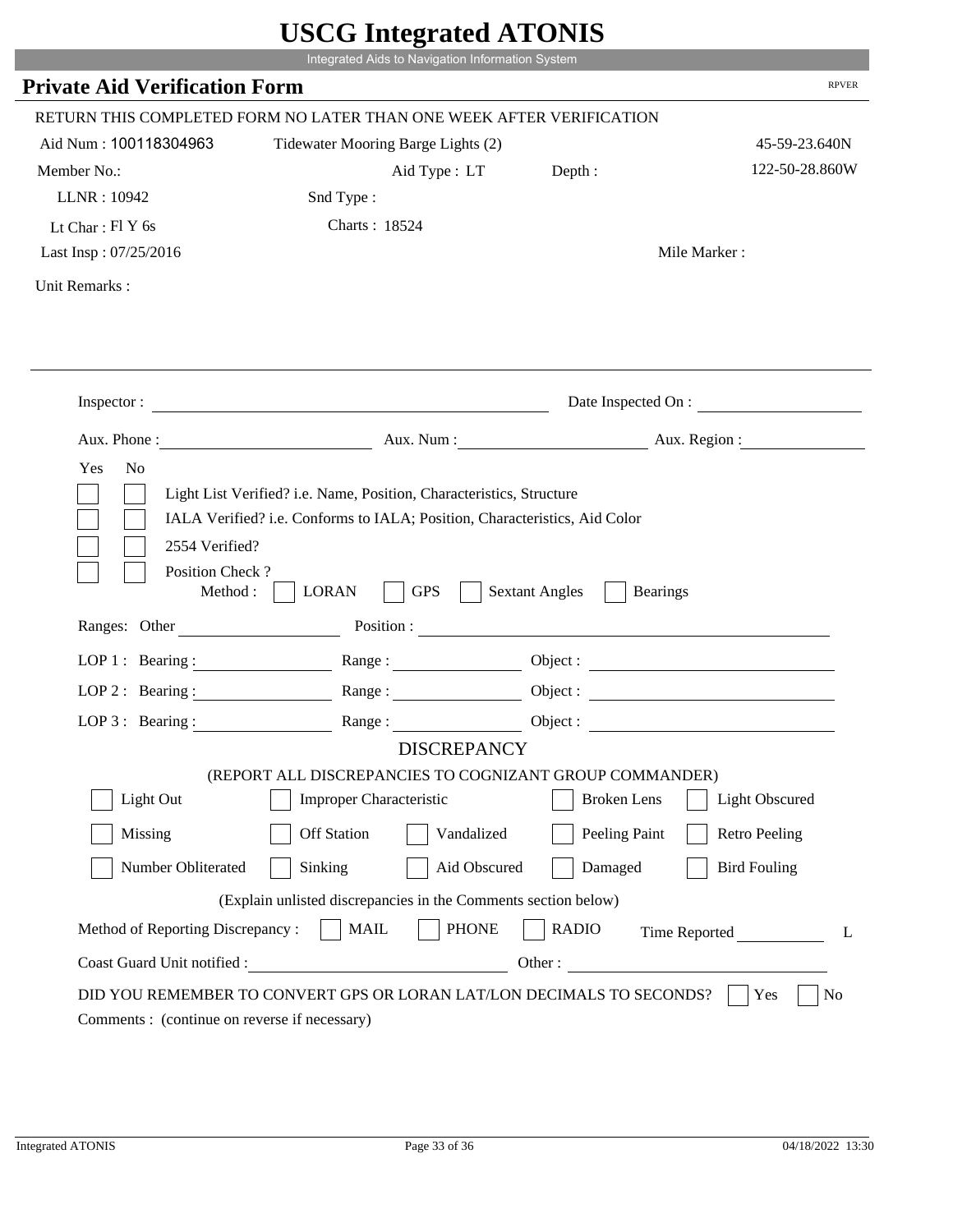# USCG Integrated ATONIS

Integrated Aids to Navigation Information System

## Private Aid Verification Form

RPVER

RETURN THIS COMPLETED FORM NO LATER THAN ONE WEEK AFTER VERIFICATION

Aid Num : 100118304963    Tidewater Mooring Barge Lights (2)    45-59-23.640N

Member No.:    Aid Type : LT    Depth :    122-50-28.860W

LLNR : 10942    Snd Type :

Lt Char : Fl Y 6s    Charts : 18524

Last Insp : 07/25/2016    Mile Marker :

Unit Remarks :

Inspector : ______________________    Date Inspected On : ______________

Aux. Phone : ______________    Aux. Num : ______________    Aux. Region : ______________

Yes  No

[ ] [ ] Light List Verified? i.e. Name, Position, Characteristics, Structure

[ ] [ ] IALA Verified? i.e. Conforms to IALA; Position, Characteristics, Aid Color

[ ] [ ] 2554 Verified?

[ ] [ ] Position Check ?

Method : [ ] LORAN [ ] GPS [ ] Sextant Angles [ ] Bearings

Ranges: Other ______________    Position : ______________________

LOP 1 : Bearing : ______________    Range : ______________    Object : ______________

LOP 2 : Bearing : ______________    Range : ______________    Object : ______________

LOP 3 : Bearing : ______________    Range : ______________    Object : ______________

### DISCREPANCY

(REPORT ALL DISCREPANCIES TO COGNIZANT GROUP COMMANDER)

[ ] Light Out    [ ] Improper Characteristic    [ ] Broken Lens    [ ] Light Obscured

[ ] Missing    [ ] Off Station    [ ] Vandalized    [ ] Peeling Paint    [ ] Retro Peeling

[ ] Number Obliterated    [ ] Sinking    [ ] Aid Obscured    [ ] Damaged    [ ] Bird Fouling

(Explain unlisted discrepancies in the Comments section below)

Method of Reporting Discrepancy : [ ] MAIL [ ] PHONE [ ] RADIO    Time Reported ______________ L

Coast Guard Unit notified : ______________________    Other : ______________________

DID YOU REMEMBER TO CONVERT GPS OR LORAN LAT/LON DECIMALS TO SECONDS? [ ] Yes [ ] No

Comments : (continue on reverse if necessary)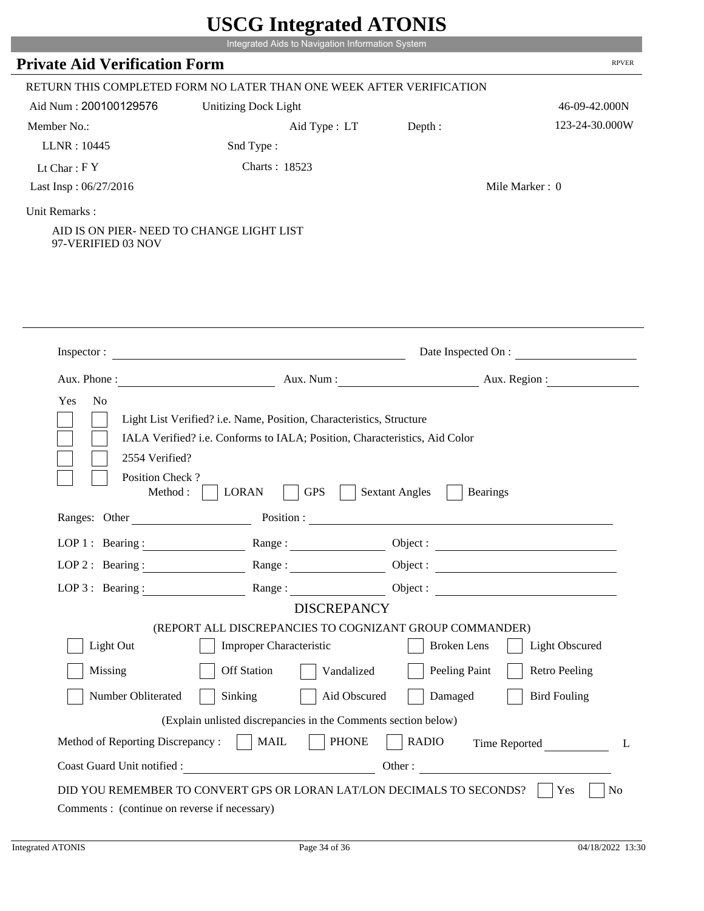# USCG Integrated ATONIS

Integrated Aids to Navigation Information System

## Private Aid Verification Form

RPVER

RETURN THIS COMPLETED FORM NO LATER THAN ONE WEEK AFTER VERIFICATION

Aid Num : 200100129576 &nbsp;&nbsp;&nbsp; Unitizing Dock Light &nbsp;&nbsp;&nbsp; 46-09-42.000N

Member No.: &nbsp;&nbsp;&nbsp; Aid Type : LT &nbsp;&nbsp;&nbsp; Depth : &nbsp;&nbsp;&nbsp; 123-24-30.000W

LLNR : 10445 &nbsp;&nbsp;&nbsp; Snd Type :

Lt Char : F Y &nbsp;&nbsp;&nbsp; Charts : 18523

Last Insp : 06/27/2016 &nbsp;&nbsp;&nbsp; Mile Marker : 0

Unit Remarks :

AID IS ON PIER- NEED TO CHANGE LIGHT LIST
97-VERIFIED 03 NOV

---

Inspector : \_\_\_\_\_\_\_\_\_\_ Date Inspected On : \_\_\_\_\_\_\_\_\_\_

Aux. Phone : \_\_\_\_\_\_\_\_\_\_ Aux. Num : \_\_\_\_\_\_\_\_\_\_ Aux. Region : \_\_\_\_\_\_\_\_\_\_

Yes No

- [ ] [ ] Light List Verified? i.e. Name, Position, Characteristics, Structure
- [ ] [ ] IALA Verified? i.e. Conforms to IALA; Position, Characteristics, Aid Color
- [ ] [ ] 2554 Verified?
- [ ] [ ] Position Check ?

Method : [ ] LORAN [ ] GPS [ ] Sextant Angles [ ] Bearings

Ranges: Other \_\_\_\_\_\_\_\_\_\_ Position : \_\_\_\_\_\_\_\_\_\_

LOP 1 : Bearing : \_\_\_\_\_\_\_\_\_\_ Range : \_\_\_\_\_\_\_\_\_\_ Object : \_\_\_\_\_\_\_\_\_\_

LOP 2 : Bearing : \_\_\_\_\_\_\_\_\_\_ Range : \_\_\_\_\_\_\_\_\_\_ Object : \_\_\_\_\_\_\_\_\_\_

LOP 3 : Bearing : \_\_\_\_\_\_\_\_\_\_ Range : \_\_\_\_\_\_\_\_\_\_ Object : \_\_\_\_\_\_\_\_\_\_

### DISCREPANCY

(REPORT ALL DISCREPANCIES TO COGNIZANT GROUP COMMANDER)

- [ ] Light Out
- [ ] Improper Characteristic
- [ ] Broken Lens
- [ ] Light Obscured
- [ ] Missing
- [ ] Off Station
- [ ] Vandalized
- [ ] Peeling Paint
- [ ] Retro Peeling
- [ ] Number Obliterated
- [ ] Sinking
- [ ] Aid Obscured
- [ ] Damaged
- [ ] Bird Fouling

(Explain unlisted discrepancies in the Comments section below)

Method of Reporting Discrepancy : [ ] MAIL [ ] PHONE [ ] RADIO &nbsp;&nbsp;&nbsp; Time Reported \_\_\_\_\_\_\_\_\_\_ L

Coast Guard Unit notified : \_\_\_\_\_\_\_\_\_\_ Other : \_\_\_\_\_\_\_\_\_\_

DID YOU REMEMBER TO CONVERT GPS OR LORAN LAT/LON DECIMALS TO SECONDS? [ ] Yes [ ] No

Comments : (continue on reverse if necessary)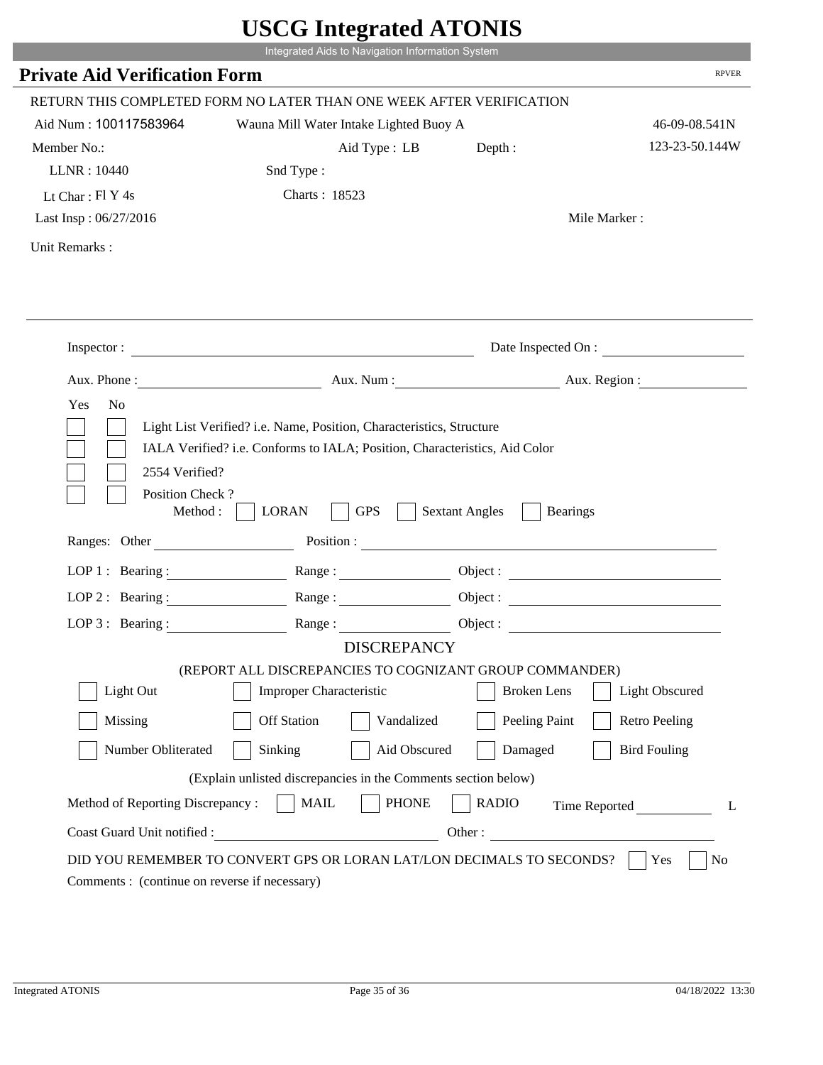# USCG Integrated ATONIS

Integrated Aids to Navigation Information System

## Private Aid Verification Form

RPVER

RETURN THIS COMPLETED FORM NO LATER THAN ONE WEEK AFTER VERIFICATION

Aid Num : 100117583964 &nbsp;&nbsp; Wauna Mill Water Intake Lighted Buoy A &nbsp;&nbsp; 46-09-08.541N

Member No.: &nbsp;&nbsp; Aid Type : LB &nbsp;&nbsp; Depth : &nbsp;&nbsp; 123-23-50.144W

LLNR : 10440 &nbsp;&nbsp; Snd Type :

Lt Char : Fl Y 4s &nbsp;&nbsp; Charts : 18523

Last Insp : 06/27/2016 &nbsp;&nbsp; Mile Marker :

Unit Remarks :

Inspector : ____________________ Date Inspected On : ____________

Aux. Phone : ____________ Aux. Num : ____________ Aux. Region : ____________

Yes No

- [ ] [ ] Light List Verified? i.e. Name, Position, Characteristics, Structure
- [ ] [ ] IALA Verified? i.e. Conforms to IALA; Position, Characteristics, Aid Color
- [ ] [ ] 2554 Verified?
- [ ] [ ] Position Check ?

Method : [ ] LORAN [ ] GPS [ ] Sextant Angles [ ] Bearings

Ranges: Other ____________ Position : ____________

LOP 1 : Bearing : ____________ Range : ____________ Object : ____________

LOP 2 : Bearing : ____________ Range : ____________ Object : ____________

LOP 3 : Bearing : ____________ Range : ____________ Object : ____________

### DISCREPANCY

(REPORT ALL DISCREPANCIES TO COGNIZANT GROUP COMMANDER)

- [ ] Light Out
- [ ] Improper Characteristic
- [ ] Broken Lens
- [ ] Light Obscured
- [ ] Missing
- [ ] Off Station
- [ ] Vandalized
- [ ] Peeling Paint
- [ ] Retro Peeling
- [ ] Number Obliterated
- [ ] Sinking
- [ ] Aid Obscured
- [ ] Damaged
- [ ] Bird Fouling

(Explain unlisted discrepancies in the Comments section below)

Method of Reporting Discrepancy : [ ] MAIL [ ] PHONE [ ] RADIO &nbsp;&nbsp; Time Reported ____________ L

Coast Guard Unit notified : ____________ Other : ____________

DID YOU REMEMBER TO CONVERT GPS OR LORAN LAT/LON DECIMALS TO SECONDS? [ ] Yes [ ] No

Comments : (continue on reverse if necessary)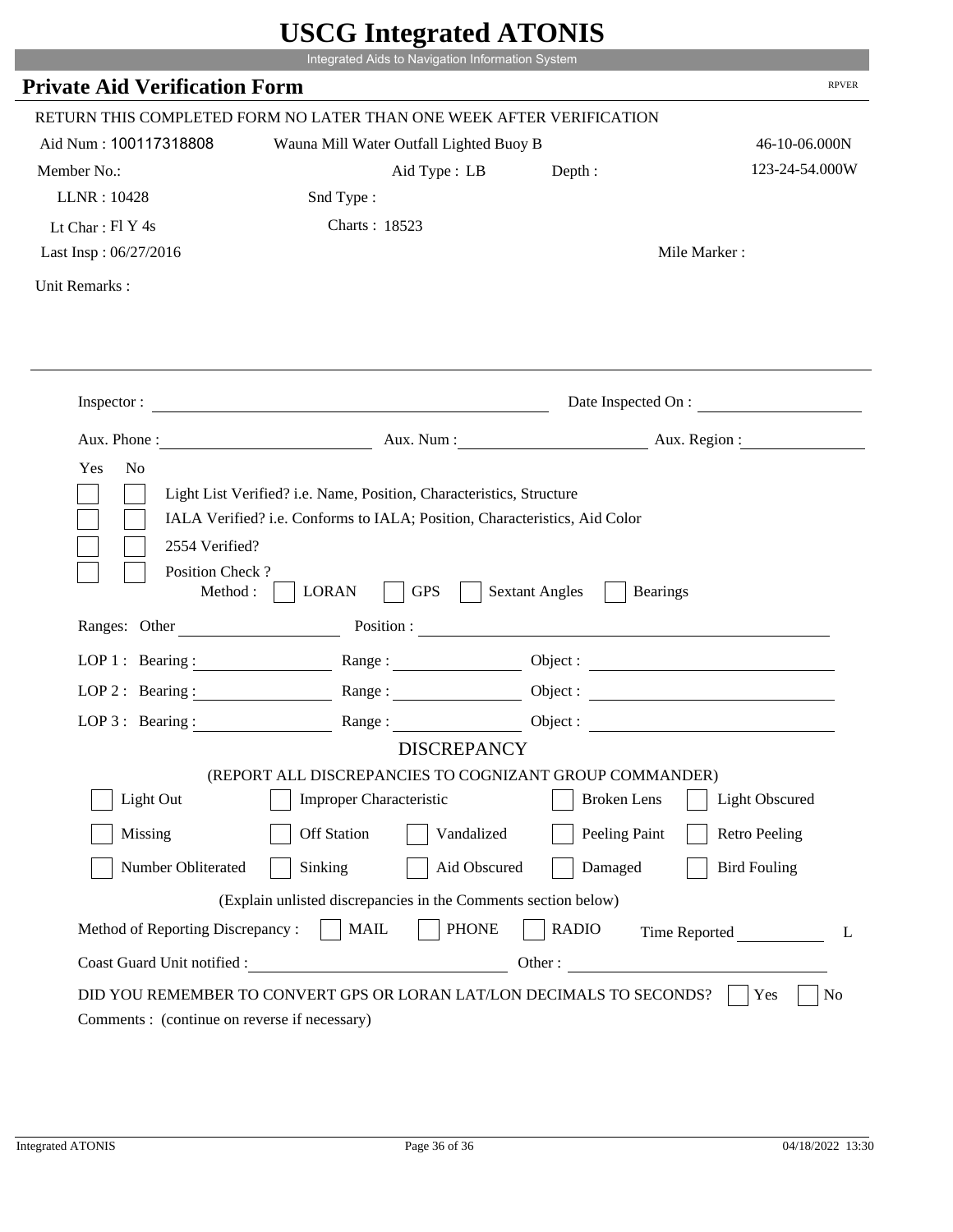# USCG Integrated ATONIS

Integrated Aids to Navigation Information System

## Private Aid Verification Form

RPVER

RETURN THIS COMPLETED FORM NO LATER THAN ONE WEEK AFTER VERIFICATION

Aid Num : 100117318808 | Wauna Mill Water Outfall Lighted Buoy B | 46-10-06.000N

Member No.: | Aid Type : LB | Depth : | 123-24-54.000W

LLNR : 10428 | Snd Type :

Lt Char : Fl Y 4s | Charts : 18523

Last Insp : 06/27/2016 | Mile Marker :

Unit Remarks :

Inspector : ______________________ Date Inspected On : ______________

Aux. Phone : ______________ Aux. Num : ______________ Aux. Region : ______________

Yes No

- [ ] [ ] Light List Verified? i.e. Name, Position, Characteristics, Structure
- [ ] [ ] IALA Verified? i.e. Conforms to IALA; Position, Characteristics, Aid Color
- [ ] [ ] 2554 Verified?
- [ ] [ ] Position Check ?

Method : [ ] LORAN [ ] GPS [ ] Sextant Angles [ ] Bearings

Ranges: Other ______________ Position : ______________________

LOP 1 : Bearing : ______________ Range : ______________ Object : ______________

LOP 2 : Bearing : ______________ Range : ______________ Object : ______________

LOP 3 : Bearing : ______________ Range : ______________ Object : ______________

### DISCREPANCY

(REPORT ALL DISCREPANCIES TO COGNIZANT GROUP COMMANDER)

- [ ] Light Out
- [ ] Improper Characteristic
- [ ] Broken Lens
- [ ] Light Obscured
- [ ] Missing
- [ ] Off Station
- [ ] Vandalized
- [ ] Peeling Paint
- [ ] Retro Peeling
- [ ] Number Obliterated
- [ ] Sinking
- [ ] Aid Obscured
- [ ] Damaged
- [ ] Bird Fouling

(Explain unlisted discrepancies in the Comments section below)

Method of Reporting Discrepancy : [ ] MAIL [ ] PHONE [ ] RADIO Time Reported ______________ L

Coast Guard Unit notified : ______________________ Other : ______________________

DID YOU REMEMBER TO CONVERT GPS OR LORAN LAT/LON DECIMALS TO SECONDS? [ ] Yes [ ] No

Comments : (continue on reverse if necessary)